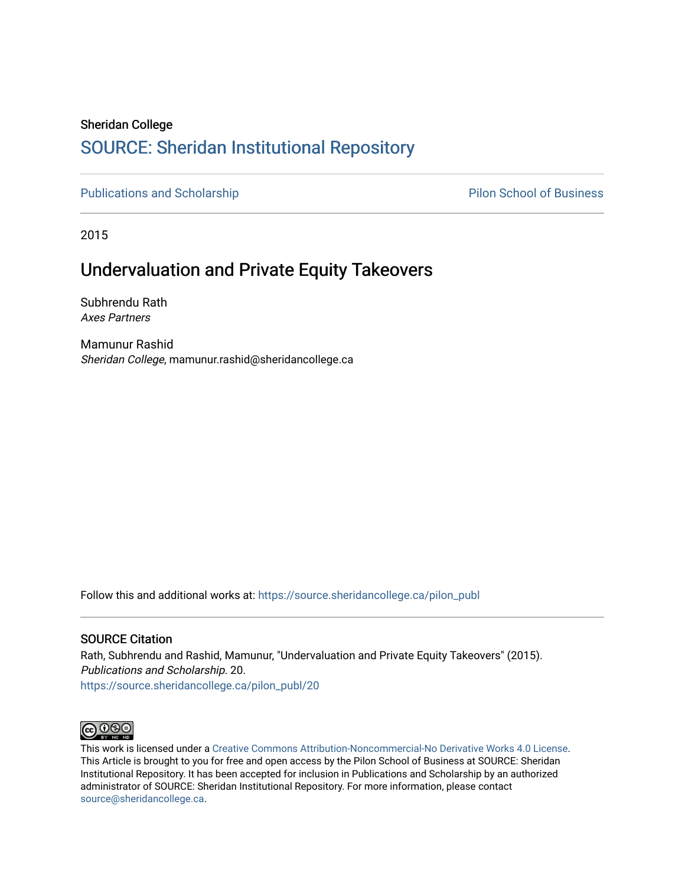Sheridan College

# SOURCE: Sheridan Institutional Repository

Publications and Scholarship | Pilon School of Business

2015

## Undervaluation and Private Equity Takeovers

Subhrendu Rath
*Axes Partners*

Mamunur Rashid
*Sheridan College*, mamunur.rashid@sheridancollege.ca

Follow this and additional works at: https://source.sheridancollege.ca/pilon_publ

### SOURCE Citation

Rath, Subhrendu and Rashid, Mamunur, "Undervaluation and Private Equity Takeovers" (2015). *Publications and Scholarship*. 20.
https://source.sheridancollege.ca/pilon_publ/20

This work is licensed under a Creative Commons Attribution-Noncommercial-No Derivative Works 4.0 License. This Article is brought to you for free and open access by the Pilon School of Business at SOURCE: Sheridan Institutional Repository. It has been accepted for inclusion in Publications and Scholarship by an authorized administrator of SOURCE: Sheridan Institutional Repository. For more information, please contact source@sheridancollege.ca.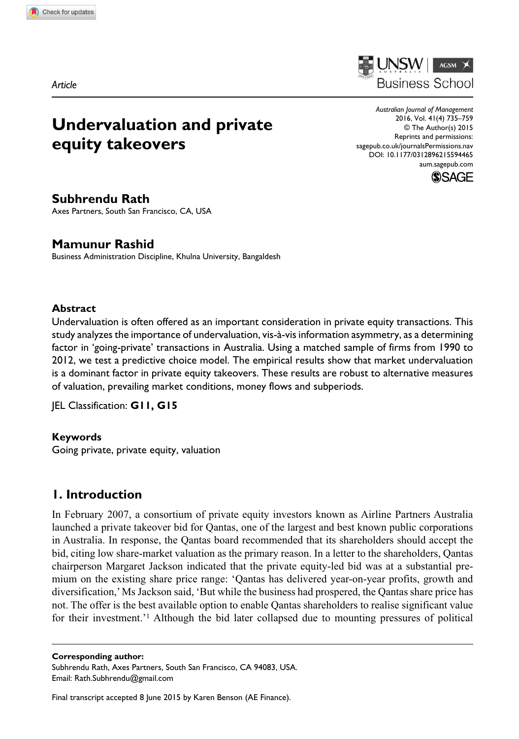*Article*

# Undervaluation and private equity takeovers

**Subhrendu Rath**
Axes Partners, South San Francisco, CA, USA

**Mamunur Rashid**
Business Administration Discipline, Khulna University, Bangaldesh

*Australian Journal of Management*
2016, Vol. 41(4) 735–759
© The Author(s) 2015
Reprints and permissions:
sagepub.co.uk/journalsPermissions.nav
DOI: 10.1177/0312896215594465
aum.sagepub.com

### Abstract

Undervaluation is often offered as an important consideration in private equity transactions. This study analyzes the importance of undervaluation, vis-à-vis information asymmetry, as a determining factor in 'going-private' transactions in Australia. Using a matched sample of firms from 1990 to 2012, we test a predictive choice model. The empirical results show that market undervaluation is a dominant factor in private equity takeovers. These results are robust to alternative measures of valuation, prevailing market conditions, money flows and subperiods.

JEL Classification: **G11, G15**

### Keywords

Going private, private equity, valuation

## 1. Introduction

In February 2007, a consortium of private equity investors known as Airline Partners Australia launched a private takeover bid for Qantas, one of the largest and best known public corporations in Australia. In response, the Qantas board recommended that its shareholders should accept the bid, citing low share-market valuation as the primary reason. In a letter to the shareholders, Qantas chairperson Margaret Jackson indicated that the private equity-led bid was at a substantial premium on the existing share price range: 'Qantas has delivered year-on-year profits, growth and diversification,' Ms Jackson said, 'But while the business had prospered, the Qantas share price has not. The offer is the best available option to enable Qantas shareholders to realise significant value for their investment.'[1] Although the bid later collapsed due to mounting pressures of political

---

**Corresponding author:**
Subhrendu Rath, Axes Partners, South San Francisco, CA 94083, USA.
Email: Rath.Subhrendu@gmail.com

Final transcript accepted 8 June 2015 by Karen Benson (AE Finance).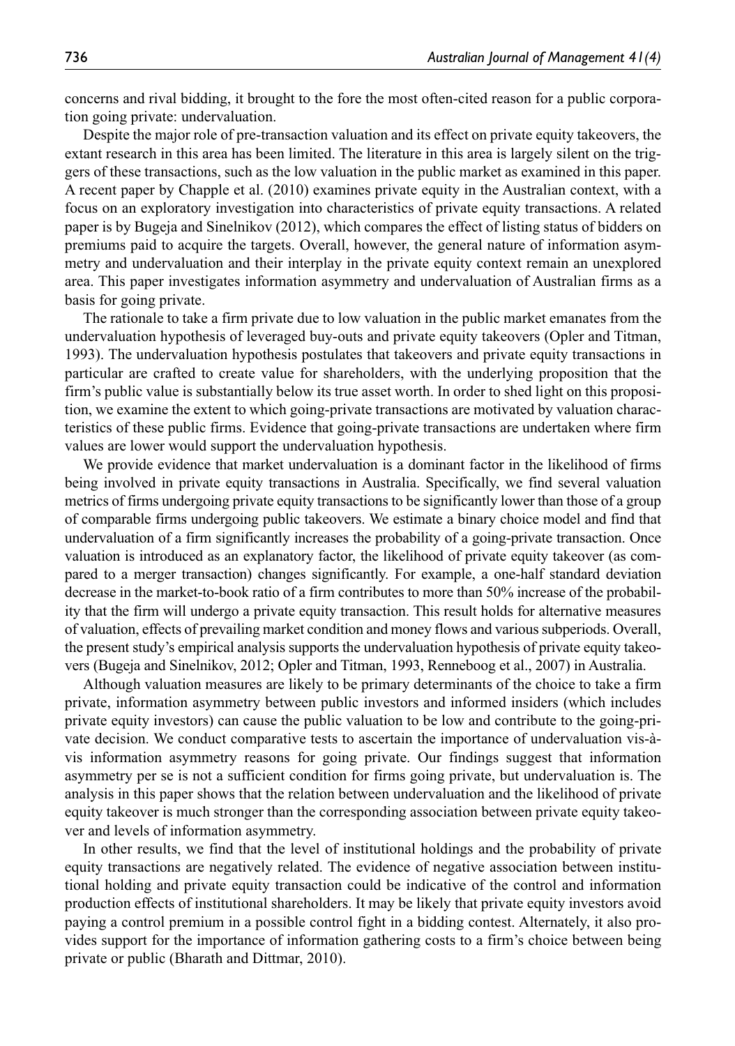concerns and rival bidding, it brought to the fore the most often-cited reason for a public corporation going private: undervaluation.

Despite the major role of pre-transaction valuation and its effect on private equity takeovers, the extant research in this area has been limited. The literature in this area is largely silent on the triggers of these transactions, such as the low valuation in the public market as examined in this paper. A recent paper by Chapple et al. (2010) examines private equity in the Australian context, with a focus on an exploratory investigation into characteristics of private equity transactions. A related paper is by Bugeja and Sinelnikov (2012), which compares the effect of listing status of bidders on premiums paid to acquire the targets. Overall, however, the general nature of information asymmetry and undervaluation and their interplay in the private equity context remain an unexplored area. This paper investigates information asymmetry and undervaluation of Australian firms as a basis for going private.

The rationale to take a firm private due to low valuation in the public market emanates from the undervaluation hypothesis of leveraged buy-outs and private equity takeovers (Opler and Titman, 1993). The undervaluation hypothesis postulates that takeovers and private equity transactions in particular are crafted to create value for shareholders, with the underlying proposition that the firm's public value is substantially below its true asset worth. In order to shed light on this proposition, we examine the extent to which going-private transactions are motivated by valuation characteristics of these public firms. Evidence that going-private transactions are undertaken where firm values are lower would support the undervaluation hypothesis.

We provide evidence that market undervaluation is a dominant factor in the likelihood of firms being involved in private equity transactions in Australia. Specifically, we find several valuation metrics of firms undergoing private equity transactions to be significantly lower than those of a group of comparable firms undergoing public takeovers. We estimate a binary choice model and find that undervaluation of a firm significantly increases the probability of a going-private transaction. Once valuation is introduced as an explanatory factor, the likelihood of private equity takeover (as compared to a merger transaction) changes significantly. For example, a one-half standard deviation decrease in the market-to-book ratio of a firm contributes to more than 50% increase of the probability that the firm will undergo a private equity transaction. This result holds for alternative measures of valuation, effects of prevailing market condition and money flows and various subperiods. Overall, the present study's empirical analysis supports the undervaluation hypothesis of private equity takeovers (Bugeja and Sinelnikov, 2012; Opler and Titman, 1993, Renneboog et al., 2007) in Australia.

Although valuation measures are likely to be primary determinants of the choice to take a firm private, information asymmetry between public investors and informed insiders (which includes private equity investors) can cause the public valuation to be low and contribute to the going-private decision. We conduct comparative tests to ascertain the importance of undervaluation vis-à-vis information asymmetry reasons for going private. Our findings suggest that information asymmetry per se is not a sufficient condition for firms going private, but undervaluation is. The analysis in this paper shows that the relation between undervaluation and the likelihood of private equity takeover is much stronger than the corresponding association between private equity takeover and levels of information asymmetry.

In other results, we find that the level of institutional holdings and the probability of private equity transactions are negatively related. The evidence of negative association between institutional holding and private equity transaction could be indicative of the control and information production effects of institutional shareholders. It may be likely that private equity investors avoid paying a control premium in a possible control fight in a bidding contest. Alternately, it also provides support for the importance of information gathering costs to a firm's choice between being private or public (Bharath and Dittmar, 2010).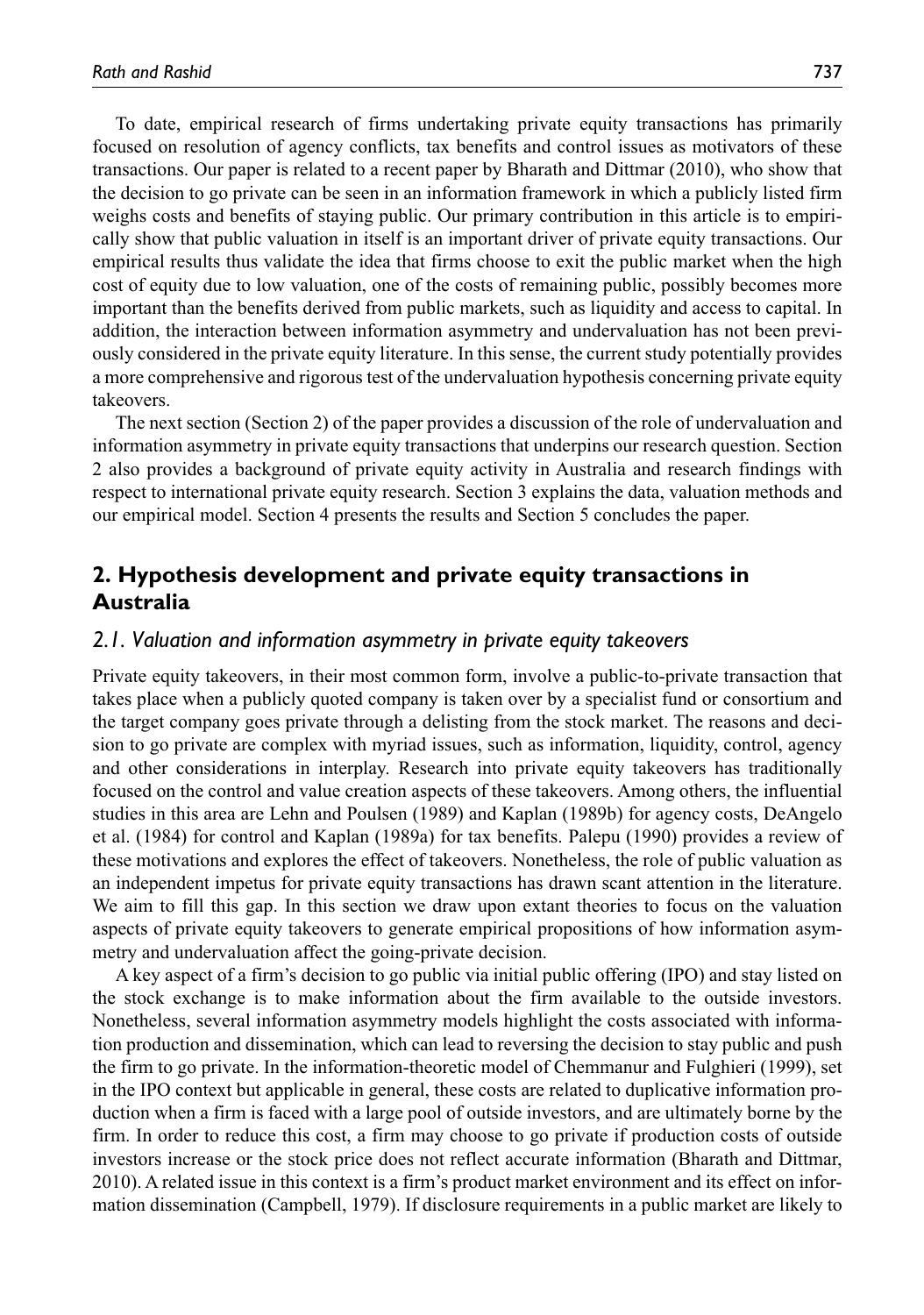To date, empirical research of firms undertaking private equity transactions has primarily focused on resolution of agency conflicts, tax benefits and control issues as motivators of these transactions. Our paper is related to a recent paper by Bharath and Dittmar (2010), who show that the decision to go private can be seen in an information framework in which a publicly listed firm weighs costs and benefits of staying public. Our primary contribution in this article is to empirically show that public valuation in itself is an important driver of private equity transactions. Our empirical results thus validate the idea that firms choose to exit the public market when the high cost of equity due to low valuation, one of the costs of remaining public, possibly becomes more important than the benefits derived from public markets, such as liquidity and access to capital. In addition, the interaction between information asymmetry and undervaluation has not been previously considered in the private equity literature. In this sense, the current study potentially provides a more comprehensive and rigorous test of the undervaluation hypothesis concerning private equity takeovers.

The next section (Section 2) of the paper provides a discussion of the role of undervaluation and information asymmetry in private equity transactions that underpins our research question. Section 2 also provides a background of private equity activity in Australia and research findings with respect to international private equity research. Section 3 explains the data, valuation methods and our empirical model. Section 4 presents the results and Section 5 concludes the paper.

## 2. Hypothesis development and private equity transactions in Australia

### *2.1. Valuation and information asymmetry in private equity takeovers*

Private equity takeovers, in their most common form, involve a public-to-private transaction that takes place when a publicly quoted company is taken over by a specialist fund or consortium and the target company goes private through a delisting from the stock market. The reasons and decision to go private are complex with myriad issues, such as information, liquidity, control, agency and other considerations in interplay. Research into private equity takeovers has traditionally focused on the control and value creation aspects of these takeovers. Among others, the influential studies in this area are Lehn and Poulsen (1989) and Kaplan (1989b) for agency costs, DeAngelo et al. (1984) for control and Kaplan (1989a) for tax benefits. Palepu (1990) provides a review of these motivations and explores the effect of takeovers. Nonetheless, the role of public valuation as an independent impetus for private equity transactions has drawn scant attention in the literature. We aim to fill this gap. In this section we draw upon extant theories to focus on the valuation aspects of private equity takeovers to generate empirical propositions of how information asymmetry and undervaluation affect the going-private decision.

A key aspect of a firm's decision to go public via initial public offering (IPO) and stay listed on the stock exchange is to make information about the firm available to the outside investors. Nonetheless, several information asymmetry models highlight the costs associated with information production and dissemination, which can lead to reversing the decision to stay public and push the firm to go private. In the information-theoretic model of Chemmanur and Fulghieri (1999), set in the IPO context but applicable in general, these costs are related to duplicative information production when a firm is faced with a large pool of outside investors, and are ultimately borne by the firm. In order to reduce this cost, a firm may choose to go private if production costs of outside investors increase or the stock price does not reflect accurate information (Bharath and Dittmar, 2010). A related issue in this context is a firm's product market environment and its effect on information dissemination (Campbell, 1979). If disclosure requirements in a public market are likely to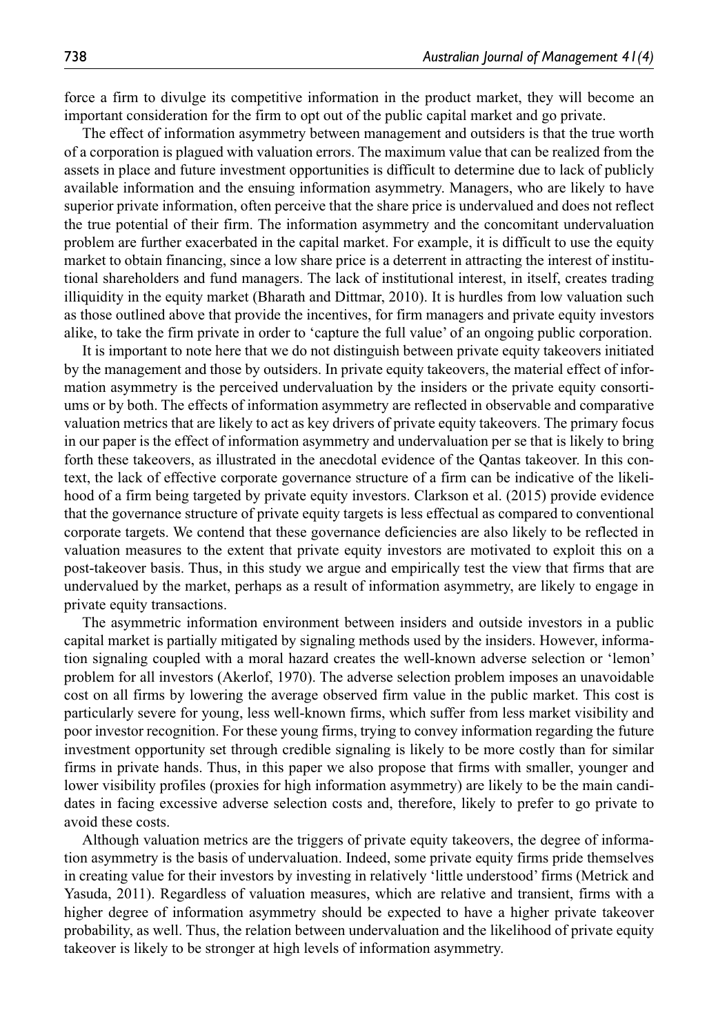force a firm to divulge its competitive information in the product market, they will become an important consideration for the firm to opt out of the public capital market and go private.

The effect of information asymmetry between management and outsiders is that the true worth of a corporation is plagued with valuation errors. The maximum value that can be realized from the assets in place and future investment opportunities is difficult to determine due to lack of publicly available information and the ensuing information asymmetry. Managers, who are likely to have superior private information, often perceive that the share price is undervalued and does not reflect the true potential of their firm. The information asymmetry and the concomitant undervaluation problem are further exacerbated in the capital market. For example, it is difficult to use the equity market to obtain financing, since a low share price is a deterrent in attracting the interest of institutional shareholders and fund managers. The lack of institutional interest, in itself, creates trading illiquidity in the equity market (Bharath and Dittmar, 2010). It is hurdles from low valuation such as those outlined above that provide the incentives, for firm managers and private equity investors alike, to take the firm private in order to 'capture the full value' of an ongoing public corporation.

It is important to note here that we do not distinguish between private equity takeovers initiated by the management and those by outsiders. In private equity takeovers, the material effect of information asymmetry is the perceived undervaluation by the insiders or the private equity consortiums or by both. The effects of information asymmetry are reflected in observable and comparative valuation metrics that are likely to act as key drivers of private equity takeovers. The primary focus in our paper is the effect of information asymmetry and undervaluation per se that is likely to bring forth these takeovers, as illustrated in the anecdotal evidence of the Qantas takeover. In this context, the lack of effective corporate governance structure of a firm can be indicative of the likelihood of a firm being targeted by private equity investors. Clarkson et al. (2015) provide evidence that the governance structure of private equity targets is less effectual as compared to conventional corporate targets. We contend that these governance deficiencies are also likely to be reflected in valuation measures to the extent that private equity investors are motivated to exploit this on a post-takeover basis. Thus, in this study we argue and empirically test the view that firms that are undervalued by the market, perhaps as a result of information asymmetry, are likely to engage in private equity transactions.

The asymmetric information environment between insiders and outside investors in a public capital market is partially mitigated by signaling methods used by the insiders. However, information signaling coupled with a moral hazard creates the well-known adverse selection or 'lemon' problem for all investors (Akerlof, 1970). The adverse selection problem imposes an unavoidable cost on all firms by lowering the average observed firm value in the public market. This cost is particularly severe for young, less well-known firms, which suffer from less market visibility and poor investor recognition. For these young firms, trying to convey information regarding the future investment opportunity set through credible signaling is likely to be more costly than for similar firms in private hands. Thus, in this paper we also propose that firms with smaller, younger and lower visibility profiles (proxies for high information asymmetry) are likely to be the main candidates in facing excessive adverse selection costs and, therefore, likely to prefer to go private to avoid these costs.

Although valuation metrics are the triggers of private equity takeovers, the degree of information asymmetry is the basis of undervaluation. Indeed, some private equity firms pride themselves in creating value for their investors by investing in relatively 'little understood' firms (Metrick and Yasuda, 2011). Regardless of valuation measures, which are relative and transient, firms with a higher degree of information asymmetry should be expected to have a higher private takeover probability, as well. Thus, the relation between undervaluation and the likelihood of private equity takeover is likely to be stronger at high levels of information asymmetry.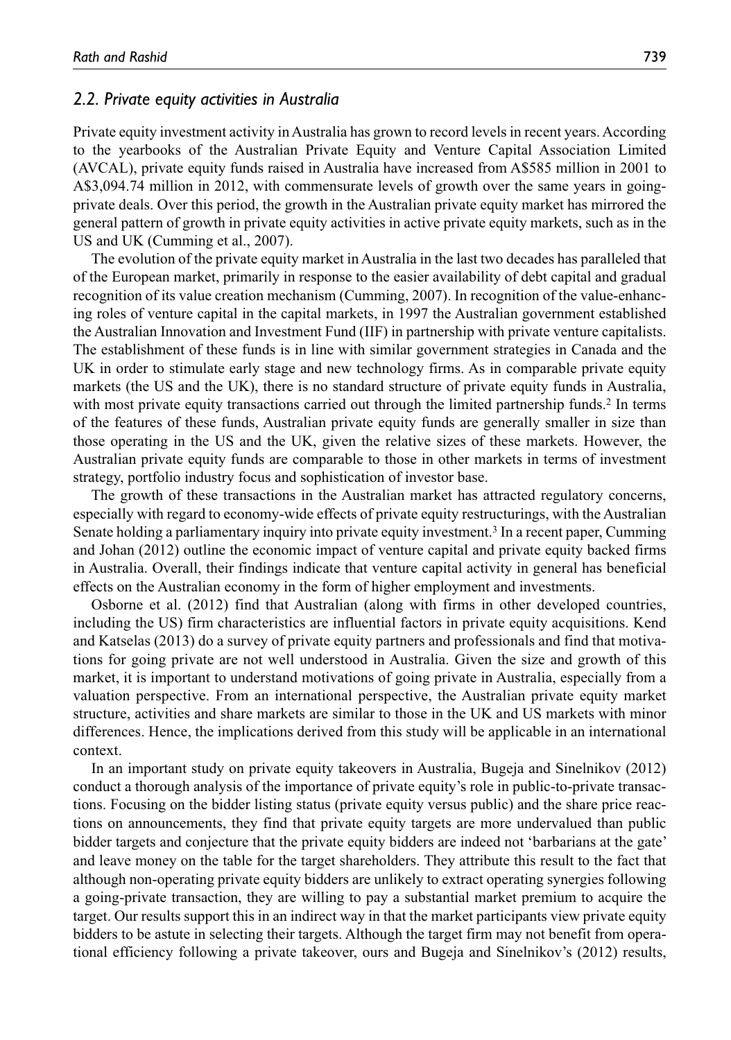### *2.2. Private equity activities in Australia*

Private equity investment activity in Australia has grown to record levels in recent years. According to the yearbooks of the Australian Private Equity and Venture Capital Association Limited (AVCAL), private equity funds raised in Australia have increased from A$585 million in 2001 to A$3,094.74 million in 2012, with commensurate levels of growth over the same years in going-private deals. Over this period, the growth in the Australian private equity market has mirrored the general pattern of growth in private equity activities in active private equity markets, such as in the US and UK (Cumming et al., 2007).

The evolution of the private equity market in Australia in the last two decades has paralleled that of the European market, primarily in response to the easier availability of debt capital and gradual recognition of its value creation mechanism (Cumming, 2007). In recognition of the value-enhancing roles of venture capital in the capital markets, in 1997 the Australian government established the Australian Innovation and Investment Fund (IIF) in partnership with private venture capitalists. The establishment of these funds is in line with similar government strategies in Canada and the UK in order to stimulate early stage and new technology firms. As in comparable private equity markets (the US and the UK), there is no standard structure of private equity funds in Australia, with most private equity transactions carried out through the limited partnership funds.[2] In terms of the features of these funds, Australian private equity funds are generally smaller in size than those operating in the US and the UK, given the relative sizes of these markets. However, the Australian private equity funds are comparable to those in other markets in terms of investment strategy, portfolio industry focus and sophistication of investor base.

The growth of these transactions in the Australian market has attracted regulatory concerns, especially with regard to economy-wide effects of private equity restructurings, with the Australian Senate holding a parliamentary inquiry into private equity investment.[3] In a recent paper, Cumming and Johan (2012) outline the economic impact of venture capital and private equity backed firms in Australia. Overall, their findings indicate that venture capital activity in general has beneficial effects on the Australian economy in the form of higher employment and investments.

Osborne et al. (2012) find that Australian (along with firms in other developed countries, including the US) firm characteristics are influential factors in private equity acquisitions. Kend and Katselas (2013) do a survey of private equity partners and professionals and find that motivations for going private are not well understood in Australia. Given the size and growth of this market, it is important to understand motivations of going private in Australia, especially from a valuation perspective. From an international perspective, the Australian private equity market structure, activities and share markets are similar to those in the UK and US markets with minor differences. Hence, the implications derived from this study will be applicable in an international context.

In an important study on private equity takeovers in Australia, Bugeja and Sinelnikov (2012) conduct a thorough analysis of the importance of private equity's role in public-to-private transactions. Focusing on the bidder listing status (private equity versus public) and the share price reactions on announcements, they find that private equity targets are more undervalued than public bidder targets and conjecture that the private equity bidders are indeed not 'barbarians at the gate' and leave money on the table for the target shareholders. They attribute this result to the fact that although non-operating private equity bidders are unlikely to extract operating synergies following a going-private transaction, they are willing to pay a substantial market premium to acquire the target. Our results support this in an indirect way in that the market participants view private equity bidders to be astute in selecting their targets. Although the target firm may not benefit from operational efficiency following a private takeover, ours and Bugeja and Sinelnikov's (2012) results,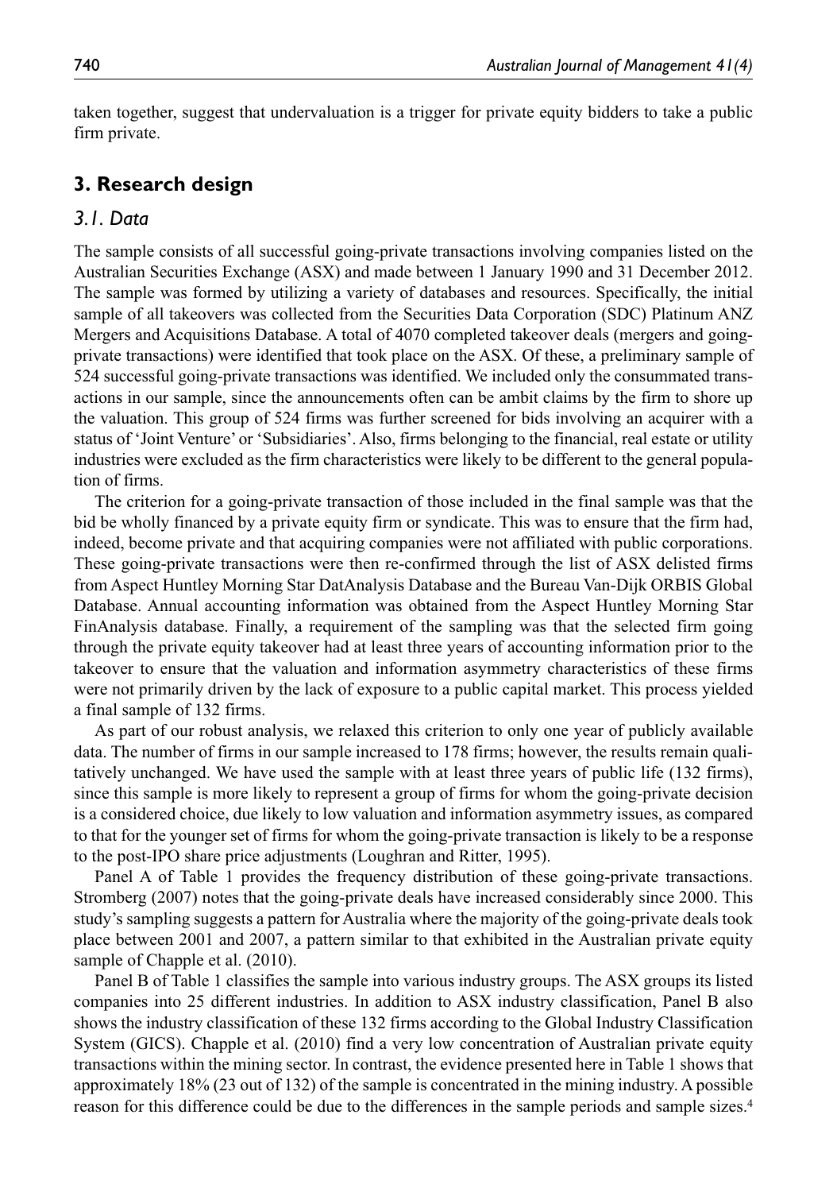taken together, suggest that undervaluation is a trigger for private equity bidders to take a public firm private.

## 3. Research design

### 3.1. Data

The sample consists of all successful going-private transactions involving companies listed on the Australian Securities Exchange (ASX) and made between 1 January 1990 and 31 December 2012. The sample was formed by utilizing a variety of databases and resources. Specifically, the initial sample of all takeovers was collected from the Securities Data Corporation (SDC) Platinum ANZ Mergers and Acquisitions Database. A total of 4070 completed takeover deals (mergers and going-private transactions) were identified that took place on the ASX. Of these, a preliminary sample of 524 successful going-private transactions was identified. We included only the consummated transactions in our sample, since the announcements often can be ambit claims by the firm to shore up the valuation. This group of 524 firms was further screened for bids involving an acquirer with a status of 'Joint Venture' or 'Subsidiaries'. Also, firms belonging to the financial, real estate or utility industries were excluded as the firm characteristics were likely to be different to the general population of firms.

The criterion for a going-private transaction of those included in the final sample was that the bid be wholly financed by a private equity firm or syndicate. This was to ensure that the firm had, indeed, become private and that acquiring companies were not affiliated with public corporations. These going-private transactions were then re-confirmed through the list of ASX delisted firms from Aspect Huntley Morning Star DatAnalysis Database and the Bureau Van-Dijk ORBIS Global Database. Annual accounting information was obtained from the Aspect Huntley Morning Star FinAnalysis database. Finally, a requirement of the sampling was that the selected firm going through the private equity takeover had at least three years of accounting information prior to the takeover to ensure that the valuation and information asymmetry characteristics of these firms were not primarily driven by the lack of exposure to a public capital market. This process yielded a final sample of 132 firms.

As part of our robust analysis, we relaxed this criterion to only one year of publicly available data. The number of firms in our sample increased to 178 firms; however, the results remain qualitatively unchanged. We have used the sample with at least three years of public life (132 firms), since this sample is more likely to represent a group of firms for whom the going-private decision is a considered choice, due likely to low valuation and information asymmetry issues, as compared to that for the younger set of firms for whom the going-private transaction is likely to be a response to the post-IPO share price adjustments (Loughran and Ritter, 1995).

Panel A of Table 1 provides the frequency distribution of these going-private transactions. Stromberg (2007) notes that the going-private deals have increased considerably since 2000. This study's sampling suggests a pattern for Australia where the majority of the going-private deals took place between 2001 and 2007, a pattern similar to that exhibited in the Australian private equity sample of Chapple et al. (2010).

Panel B of Table 1 classifies the sample into various industry groups. The ASX groups its listed companies into 25 different industries. In addition to ASX industry classification, Panel B also shows the industry classification of these 132 firms according to the Global Industry Classification System (GICS). Chapple et al. (2010) find a very low concentration of Australian private equity transactions within the mining sector. In contrast, the evidence presented here in Table 1 shows that approximately 18% (23 out of 132) of the sample is concentrated in the mining industry. A possible reason for this difference could be due to the differences in the sample periods and sample sizes.[4]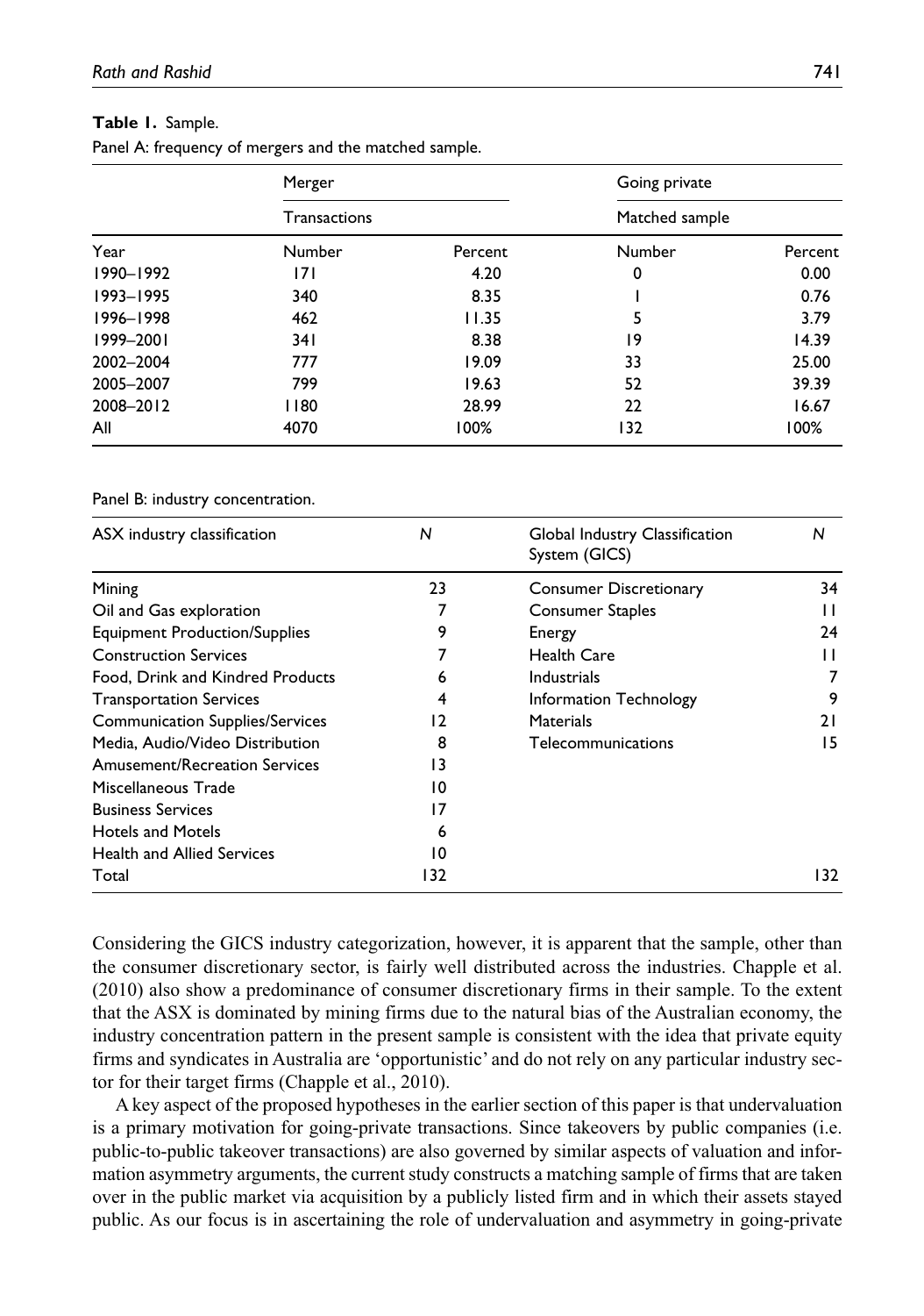**Table 1.** Sample.

Panel A: frequency of mergers and the matched sample.

| | Merger | | Going private | |
|---|---|---|---|---|
| | Transactions | | Matched sample | |
| Year | Number | Percent | Number | Percent |
| 1990–1992 | 171 | 4.20 | 0 | 0.00 |
| 1993–1995 | 340 | 8.35 | 1 | 0.76 |
| 1996–1998 | 462 | 11.35 | 5 | 3.79 |
| 1999–2001 | 341 | 8.38 | 19 | 14.39 |
| 2002–2004 | 777 | 19.09 | 33 | 25.00 |
| 2005–2007 | 799 | 19.63 | 52 | 39.39 |
| 2008–2012 | 1180 | 28.99 | 22 | 16.67 |
| All | 4070 | 100% | 132 | 100% |

Panel B: industry concentration.

| ASX industry classification | *N* | Global Industry Classification System (GICS) | *N* |
|---|---|---|---|
| Mining | 23 | Consumer Discretionary | 34 |
| Oil and Gas exploration | 7 | Consumer Staples | 11 |
| Equipment Production/Supplies | 9 | Energy | 24 |
| Construction Services | 7 | Health Care | 11 |
| Food, Drink and Kindred Products | 6 | Industrials | 7 |
| Transportation Services | 4 | Information Technology | 9 |
| Communication Supplies/Services | 12 | Materials | 21 |
| Media, Audio/Video Distribution | 8 | Telecommunications | 15 |
| Amusement/Recreation Services | 13 | | |
| Miscellaneous Trade | 10 | | |
| Business Services | 17 | | |
| Hotels and Motels | 6 | | |
| Health and Allied Services | 10 | | |
| Total | 132 | | 132 |

Considering the GICS industry categorization, however, it is apparent that the sample, other than the consumer discretionary sector, is fairly well distributed across the industries. Chapple et al. (2010) also show a predominance of consumer discretionary firms in their sample. To the extent that the ASX is dominated by mining firms due to the natural bias of the Australian economy, the industry concentration pattern in the present sample is consistent with the idea that private equity firms and syndicates in Australia are 'opportunistic' and do not rely on any particular industry sector for their target firms (Chapple et al., 2010).

A key aspect of the proposed hypotheses in the earlier section of this paper is that undervaluation is a primary motivation for going-private transactions. Since takeovers by public companies (i.e. public-to-public takeover transactions) are also governed by similar aspects of valuation and information asymmetry arguments, the current study constructs a matching sample of firms that are taken over in the public market via acquisition by a publicly listed firm and in which their assets stayed public. As our focus is in ascertaining the role of undervaluation and asymmetry in going-private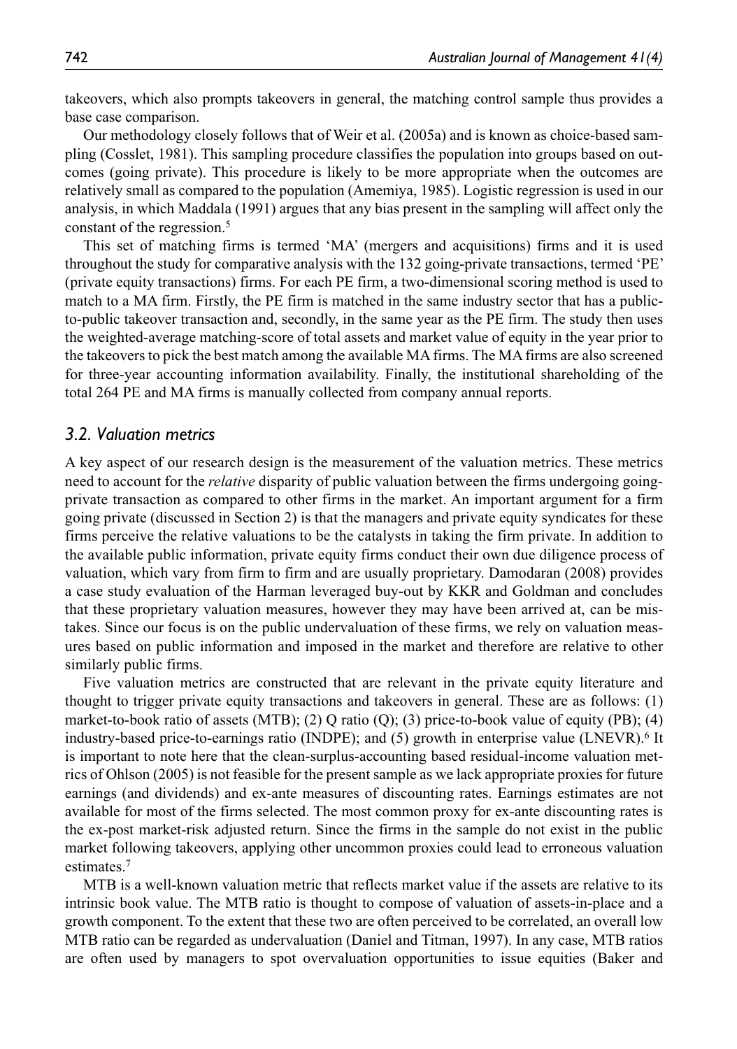takeovers, which also prompts takeovers in general, the matching control sample thus provides a base case comparison.

Our methodology closely follows that of Weir et al. (2005a) and is known as choice-based sampling (Cosslet, 1981). This sampling procedure classifies the population into groups based on outcomes (going private). This procedure is likely to be more appropriate when the outcomes are relatively small as compared to the population (Amemiya, 1985). Logistic regression is used in our analysis, in which Maddala (1991) argues that any bias present in the sampling will affect only the constant of the regression.[5]

This set of matching firms is termed 'MA' (mergers and acquisitions) firms and it is used throughout the study for comparative analysis with the 132 going-private transactions, termed 'PE' (private equity transactions) firms. For each PE firm, a two-dimensional scoring method is used to match to a MA firm. Firstly, the PE firm is matched in the same industry sector that has a public-to-public takeover transaction and, secondly, in the same year as the PE firm. The study then uses the weighted-average matching-score of total assets and market value of equity in the year prior to the takeovers to pick the best match among the available MA firms. The MA firms are also screened for three-year accounting information availability. Finally, the institutional shareholding of the total 264 PE and MA firms is manually collected from company annual reports.

### 3.2. Valuation metrics

A key aspect of our research design is the measurement of the valuation metrics. These metrics need to account for the *relative* disparity of public valuation between the firms undergoing going-private transaction as compared to other firms in the market. An important argument for a firm going private (discussed in Section 2) is that the managers and private equity syndicates for these firms perceive the relative valuations to be the catalysts in taking the firm private. In addition to the available public information, private equity firms conduct their own due diligence process of valuation, which vary from firm to firm and are usually proprietary. Damodaran (2008) provides a case study evaluation of the Harman leveraged buy-out by KKR and Goldman and concludes that these proprietary valuation measures, however they may have been arrived at, can be mistakes. Since our focus is on the public undervaluation of these firms, we rely on valuation measures based on public information and imposed in the market and therefore are relative to other similarly public firms.

Five valuation metrics are constructed that are relevant in the private equity literature and thought to trigger private equity transactions and takeovers in general. These are as follows: (1) market-to-book ratio of assets (MTB); (2) Q ratio (Q); (3) price-to-book value of equity (PB); (4) industry-based price-to-earnings ratio (INDPE); and (5) growth in enterprise value (LNEVR).[6] It is important to note here that the clean-surplus-accounting based residual-income valuation metrics of Ohlson (2005) is not feasible for the present sample as we lack appropriate proxies for future earnings (and dividends) and ex-ante measures of discounting rates. Earnings estimates are not available for most of the firms selected. The most common proxy for ex-ante discounting rates is the ex-post market-risk adjusted return. Since the firms in the sample do not exist in the public market following takeovers, applying other uncommon proxies could lead to erroneous valuation estimates.[7]

MTB is a well-known valuation metric that reflects market value if the assets are relative to its intrinsic book value. The MTB ratio is thought to compose of valuation of assets-in-place and a growth component. To the extent that these two are often perceived to be correlated, an overall low MTB ratio can be regarded as undervaluation (Daniel and Titman, 1997). In any case, MTB ratios are often used by managers to spot overvaluation opportunities to issue equities (Baker and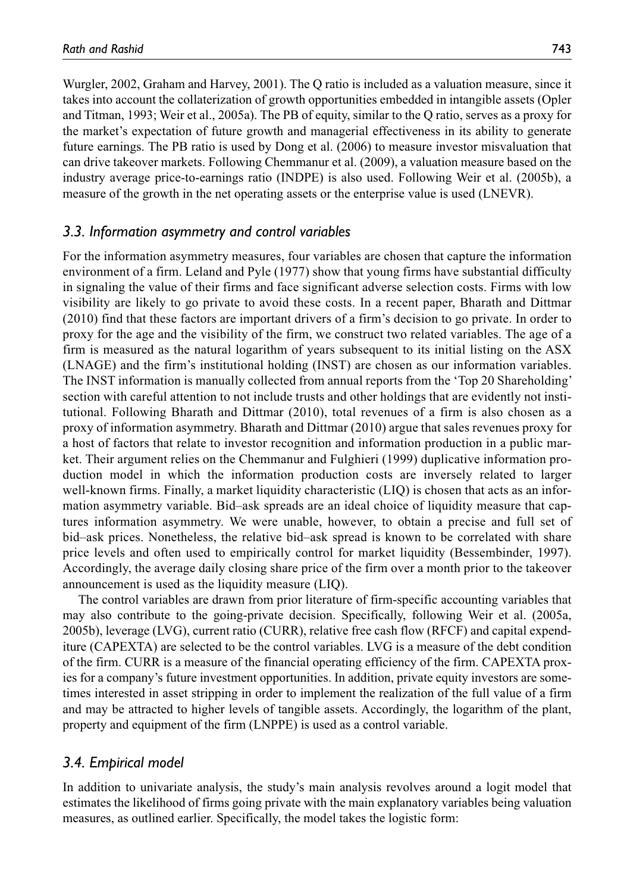Wurgler, 2002, Graham and Harvey, 2001). The Q ratio is included as a valuation measure, since it takes into account the collaterization of growth opportunities embedded in intangible assets (Opler and Titman, 1993; Weir et al., 2005a). The PB of equity, similar to the Q ratio, serves as a proxy for the market's expectation of future growth and managerial effectiveness in its ability to generate future earnings. The PB ratio is used by Dong et al. (2006) to measure investor misvaluation that can drive takeover markets. Following Chemmanur et al. (2009), a valuation measure based on the industry average price-to-earnings ratio (INDPE) is also used. Following Weir et al. (2005b), a measure of the growth in the net operating assets or the enterprise value is used (LNEVR).

### *3.3. Information asymmetry and control variables*

For the information asymmetry measures, four variables are chosen that capture the information environment of a firm. Leland and Pyle (1977) show that young firms have substantial difficulty in signaling the value of their firms and face significant adverse selection costs. Firms with low visibility are likely to go private to avoid these costs. In a recent paper, Bharath and Dittmar (2010) find that these factors are important drivers of a firm's decision to go private. In order to proxy for the age and the visibility of the firm, we construct two related variables. The age of a firm is measured as the natural logarithm of years subsequent to its initial listing on the ASX (LNAGE) and the firm's institutional holding (INST) are chosen as our information variables. The INST information is manually collected from annual reports from the 'Top 20 Shareholding' section with careful attention to not include trusts and other holdings that are evidently not institutional. Following Bharath and Dittmar (2010), total revenues of a firm is also chosen as a proxy of information asymmetry. Bharath and Dittmar (2010) argue that sales revenues proxy for a host of factors that relate to investor recognition and information production in a public market. Their argument relies on the Chemmanur and Fulghieri (1999) duplicative information production model in which the information production costs are inversely related to larger well-known firms. Finally, a market liquidity characteristic (LIQ) is chosen that acts as an information asymmetry variable. Bid–ask spreads are an ideal choice of liquidity measure that captures information asymmetry. We were unable, however, to obtain a precise and full set of bid–ask prices. Nonetheless, the relative bid–ask spread is known to be correlated with share price levels and often used to empirically control for market liquidity (Bessembinder, 1997). Accordingly, the average daily closing share price of the firm over a month prior to the takeover announcement is used as the liquidity measure (LIQ).

The control variables are drawn from prior literature of firm-specific accounting variables that may also contribute to the going-private decision. Specifically, following Weir et al. (2005a, 2005b), leverage (LVG), current ratio (CURR), relative free cash flow (RFCF) and capital expenditure (CAPEXTA) are selected to be the control variables. LVG is a measure of the debt condition of the firm. CURR is a measure of the financial operating efficiency of the firm. CAPEXTA proxies for a company's future investment opportunities. In addition, private equity investors are sometimes interested in asset stripping in order to implement the realization of the full value of a firm and may be attracted to higher levels of tangible assets. Accordingly, the logarithm of the plant, property and equipment of the firm (LNPPE) is used as a control variable.

### *3.4. Empirical model*

In addition to univariate analysis, the study's main analysis revolves around a logit model that estimates the likelihood of firms going private with the main explanatory variables being valuation measures, as outlined earlier. Specifically, the model takes the logistic form: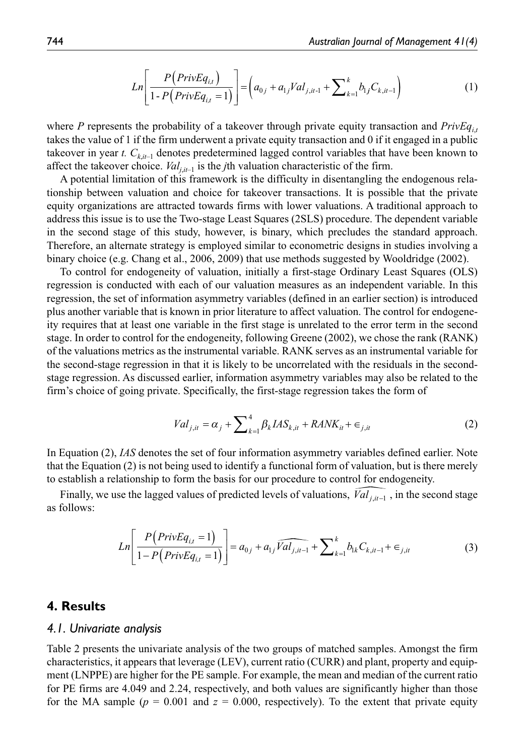$$Ln\left[\frac{P\left(PrivEq_{i,t}\right)}{1\text{-}P\left(PrivEq_{i,t}=1\right)}\right]=\left(a_{0j}+a_{1j}Val_{j,it\text{-}1}+\sum\nolimits_{k=1}^{k}b_{1j}C_{k,it-1}\right) \tag{1}$$

where *P* represents the probability of a takeover through private equity transaction and $PrivEq_{i,t}$ takes the value of 1 if the firm underwent a private equity transaction and 0 if it engaged in a public takeover in year *t*. $C_{k,it-1}$ denotes predetermined lagged control variables that have been known to affect the takeover choice. $Val_{j,it-1}$ is the *j*th valuation characteristic of the firm.

A potential limitation of this framework is the difficulty in disentangling the endogenous relationship between valuation and choice for takeover transactions. It is possible that the private equity organizations are attracted towards firms with lower valuations. A traditional approach to address this issue is to use the Two-stage Least Squares (2SLS) procedure. The dependent variable in the second stage of this study, however, is binary, which precludes the standard approach. Therefore, an alternate strategy is employed similar to econometric designs in studies involving a binary choice (e.g. Chang et al., 2006, 2009) that use methods suggested by Wooldridge (2002).

To control for endogeneity of valuation, initially a first-stage Ordinary Least Squares (OLS) regression is conducted with each of our valuation measures as an independent variable. In this regression, the set of information asymmetry variables (defined in an earlier section) is introduced plus another variable that is known in prior literature to affect valuation. The control for endogeneity requires that at least one variable in the first stage is unrelated to the error term in the second stage. In order to control for the endogeneity, following Greene (2002), we chose the rank (RANK) of the valuations metrics as the instrumental variable. RANK serves as an instrumental variable for the second-stage regression in that it is likely to be uncorrelated with the residuals in the second-stage regression. As discussed earlier, information asymmetry variables may also be related to the firm's choice of going private. Specifically, the first-stage regression takes the form of

$$Val_{j,it}=\alpha_j+\sum\nolimits_{k=1}^{4}\beta_k IAS_{k,it}+RANK_{it}+\epsilon_{j,it} \tag{2}$$

In Equation (2), *IAS* denotes the set of four information asymmetry variables defined earlier. Note that the Equation (2) is not being used to identify a functional form of valuation, but is there merely to establish a relationship to form the basis for our procedure to control for endogeneity.

Finally, we use the lagged values of predicted levels of valuations, $\widehat{Val_{j,it-1}}$, in the second stage as follows:

$$Ln\left[\frac{P\left(PrivEq_{i,t}=1\right)}{1-P\left(PrivEq_{i,t}=1\right)}\right]=a_{0j}+a_{1j}\widehat{Val_{j,it-1}}+\sum\nolimits_{k=1}^{k}b_{1k}C_{k,it-1}+\epsilon_{j,it} \tag{3}$$

## 4. Results

### 4.1. Univariate analysis

Table 2 presents the univariate analysis of the two groups of matched samples. Amongst the firm characteristics, it appears that leverage (LEV), current ratio (CURR) and plant, property and equipment (LNPPE) are higher for the PE sample. For example, the mean and median of the current ratio for PE firms are 4.049 and 2.24, respectively, and both values are significantly higher than those for the MA sample ($p$ = 0.001 and $z$ = 0.000, respectively). To the extent that private equity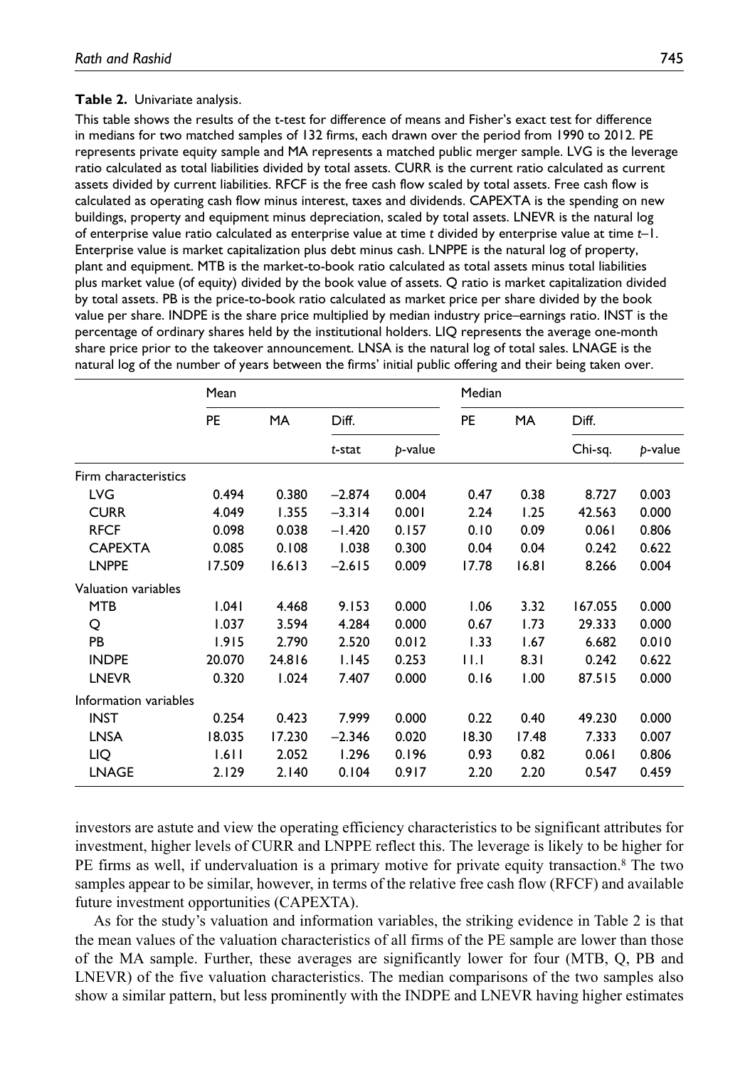**Table 2.** Univariate analysis.

This table shows the results of the t-test for difference of means and Fisher's exact test for difference in medians for two matched samples of 132 firms, each drawn over the period from 1990 to 2012. PE represents private equity sample and MA represents a matched public merger sample. LVG is the leverage ratio calculated as total liabilities divided by total assets. CURR is the current ratio calculated as current assets divided by current liabilities. RFCF is the free cash flow scaled by total assets. Free cash flow is calculated as operating cash flow minus interest, taxes and dividends. CAPEXTA is the spending on new buildings, property and equipment minus depreciation, scaled by total assets. LNEVR is the natural log of enterprise value ratio calculated as enterprise value at time $t$ divided by enterprise value at time $t$–1. Enterprise value is market capitalization plus debt minus cash. LNPPE is the natural log of property, plant and equipment. MTB is the market-to-book ratio calculated as total assets minus total liabilities plus market value (of equity) divided by the book value of assets. Q ratio is market capitalization divided by total assets. PB is the price-to-book ratio calculated as market price per share divided by the book value per share. INDPE is the share price multiplied by median industry price–earnings ratio. INST is the percentage of ordinary shares held by the institutional holders. LIQ represents the average one-month share price prior to the takeover announcement. LNSA is the natural log of total sales. LNAGE is the natural log of the number of years between the firms' initial public offering and their being taken over.

| | Mean | | | | Median | | | |
|---|---|---|---|---|---|---|---|---|
| | PE | MA | Diff. | | PE | MA | Diff. | |
| | | | *t*-stat | *p*-value | | | Chi-sq. | *p*-value |
| Firm characteristics | | | | | | | | |
| LVG | 0.494 | 0.380 | −2.874 | 0.004 | 0.47 | 0.38 | 8.727 | 0.003 |
| CURR | 4.049 | 1.355 | −3.314 | 0.001 | 2.24 | 1.25 | 42.563 | 0.000 |
| RFCF | 0.098 | 0.038 | −1.420 | 0.157 | 0.10 | 0.09 | 0.061 | 0.806 |
| CAPEXTA | 0.085 | 0.108 | 1.038 | 0.300 | 0.04 | 0.04 | 0.242 | 0.622 |
| LNPPE | 17.509 | 16.613 | −2.615 | 0.009 | 17.78 | 16.81 | 8.266 | 0.004 |
| Valuation variables | | | | | | | | |
| MTB | 1.041 | 4.468 | 9.153 | 0.000 | 1.06 | 3.32 | 167.055 | 0.000 |
| Q | 1.037 | 3.594 | 4.284 | 0.000 | 0.67 | 1.73 | 29.333 | 0.000 |
| PB | 1.915 | 2.790 | 2.520 | 0.012 | 1.33 | 1.67 | 6.682 | 0.010 |
| INDPE | 20.070 | 24.816 | 1.145 | 0.253 | 11.1 | 8.31 | 0.242 | 0.622 |
| LNEVR | 0.320 | 1.024 | 7.407 | 0.000 | 0.16 | 1.00 | 87.515 | 0.000 |
| Information variables | | | | | | | | |
| INST | 0.254 | 0.423 | 7.999 | 0.000 | 0.22 | 0.40 | 49.230 | 0.000 |
| LNSA | 18.035 | 17.230 | −2.346 | 0.020 | 18.30 | 17.48 | 7.333 | 0.007 |
| LIQ | 1.611 | 2.052 | 1.296 | 0.196 | 0.93 | 0.82 | 0.061 | 0.806 |
| LNAGE | 2.129 | 2.140 | 0.104 | 0.917 | 2.20 | 2.20 | 0.547 | 0.459 |

investors are astute and view the operating efficiency characteristics to be significant attributes for investment, higher levels of CURR and LNPPE reflect this. The leverage is likely to be higher for PE firms as well, if undervaluation is a primary motive for private equity transaction.[8] The two samples appear to be similar, however, in terms of the relative free cash flow (RFCF) and available future investment opportunities (CAPEXTA).

As for the study's valuation and information variables, the striking evidence in Table 2 is that the mean values of the valuation characteristics of all firms of the PE sample are lower than those of the MA sample. Further, these averages are significantly lower for four (MTB, Q, PB and LNEVR) of the five valuation characteristics. The median comparisons of the two samples also show a similar pattern, but less prominently with the INDPE and LNEVR having higher estimates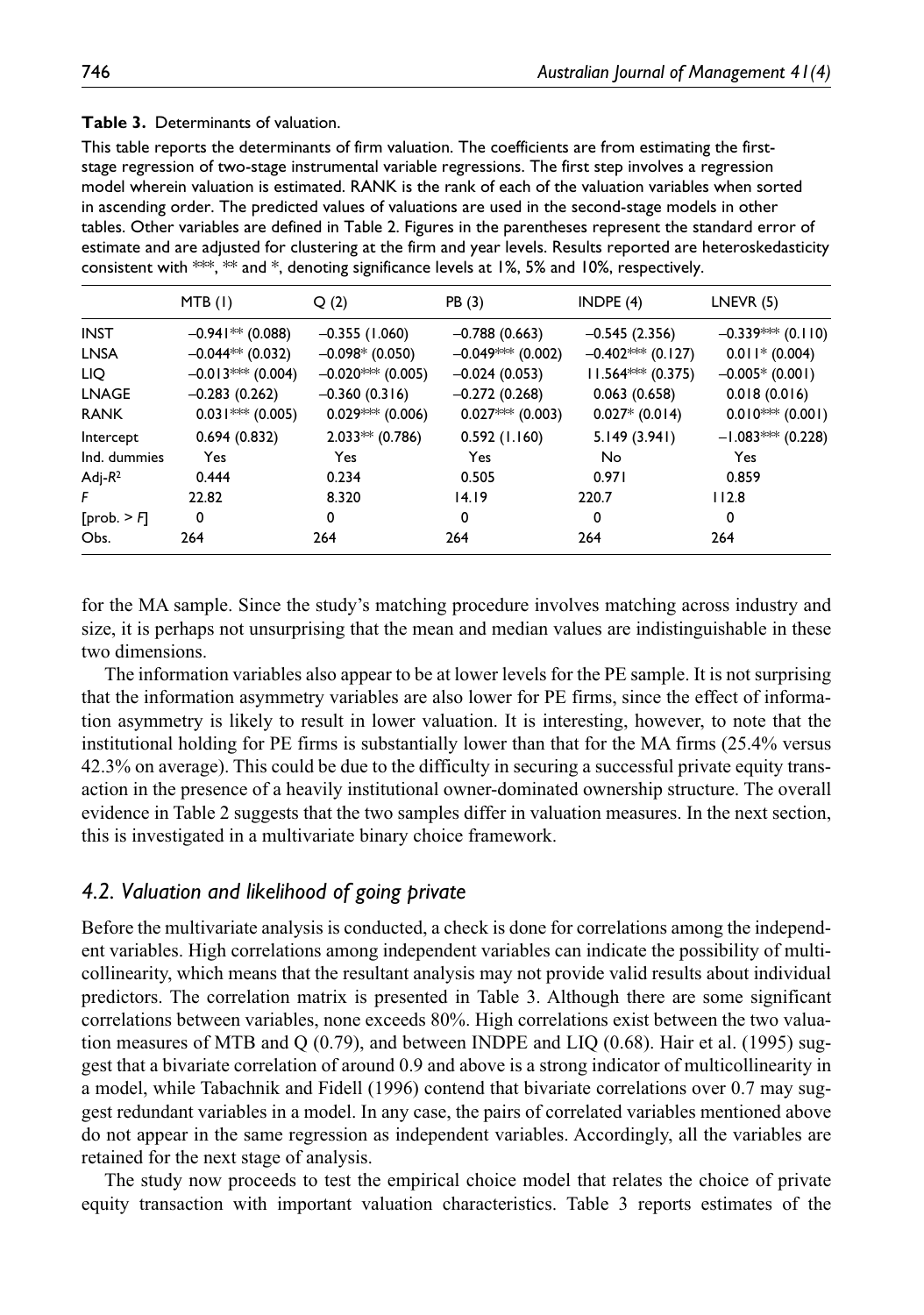**Table 3.** Determinants of valuation.

This table reports the determinants of firm valuation. The coefficients are from estimating the first-stage regression of two-stage instrumental variable regressions. The first step involves a regression model wherein valuation is estimated. RANK is the rank of each of the valuation variables when sorted in ascending order. The predicted values of valuations are used in the second-stage models in other tables. Other variables are defined in Table 2. Figures in the parentheses represent the standard error of estimate and are adjusted for clustering at the firm and year levels. Results reported are heteroskedasticity consistent with \*\*\*, \*\* and \*, denoting significance levels at 1%, 5% and 10%, respectively.

| | MTB (1) | Q (2) | PB (3) | INDPE (4) | LNEVR (5) |
|---|---|---|---|---|---|
| INST | –0.941\*\* (0.088) | –0.355 (1.060) | –0.788 (0.663) | –0.545 (2.356) | –0.339\*\*\* (0.110) |
| LNSA | –0.044\*\* (0.032) | –0.098\* (0.050) | –0.049\*\*\* (0.002) | –0.402\*\*\* (0.127) | 0.011\* (0.004) |
| LIQ | –0.013\*\*\* (0.004) | –0.020\*\*\* (0.005) | –0.024 (0.053) | 11.564\*\*\* (0.375) | –0.005\* (0.001) |
| LNAGE | –0.283 (0.262) | –0.360 (0.316) | –0.272 (0.268) | 0.063 (0.658) | 0.018 (0.016) |
| RANK | 0.031\*\*\* (0.005) | 0.029\*\*\* (0.006) | 0.027\*\*\* (0.003) | 0.027\* (0.014) | 0.010\*\*\* (0.001) |
| Intercept | 0.694 (0.832) | 2.033\*\* (0.786) | 0.592 (1.160) | 5.149 (3.941) | –1.083\*\*\* (0.228) |
| Ind. dummies | Yes | Yes | Yes | No | Yes |
| Adj-$R^2$ | 0.444 | 0.234 | 0.505 | 0.971 | 0.859 |
| $F$ | 22.82 | 8.320 | 14.19 | 220.7 | 112.8 |
| [prob. > $F$] | 0 | 0 | 0 | 0 | 0 |
| Obs. | 264 | 264 | 264 | 264 | 264 |

for the MA sample. Since the study's matching procedure involves matching across industry and size, it is perhaps not unsurprising that the mean and median values are indistinguishable in these two dimensions.

The information variables also appear to be at lower levels for the PE sample. It is not surprising that the information asymmetry variables are also lower for PE firms, since the effect of information asymmetry is likely to result in lower valuation. It is interesting, however, to note that the institutional holding for PE firms is substantially lower than that for the MA firms (25.4% versus 42.3% on average). This could be due to the difficulty in securing a successful private equity transaction in the presence of a heavily institutional owner-dominated ownership structure. The overall evidence in Table 2 suggests that the two samples differ in valuation measures. In the next section, this is investigated in a multivariate binary choice framework.

## *4.2. Valuation and likelihood of going private*

Before the multivariate analysis is conducted, a check is done for correlations among the independent variables. High correlations among independent variables can indicate the possibility of multicollinearity, which means that the resultant analysis may not provide valid results about individual predictors. The correlation matrix is presented in Table 3. Although there are some significant correlations between variables, none exceeds 80%. High correlations exist between the two valuation measures of MTB and Q (0.79), and between INDPE and LIQ (0.68). Hair et al. (1995) suggest that a bivariate correlation of around 0.9 and above is a strong indicator of multicollinearity in a model, while Tabachnik and Fidell (1996) contend that bivariate correlations over 0.7 may suggest redundant variables in a model. In any case, the pairs of correlated variables mentioned above do not appear in the same regression as independent variables. Accordingly, all the variables are retained for the next stage of analysis.

The study now proceeds to test the empirical choice model that relates the choice of private equity transaction with important valuation characteristics. Table 3 reports estimates of the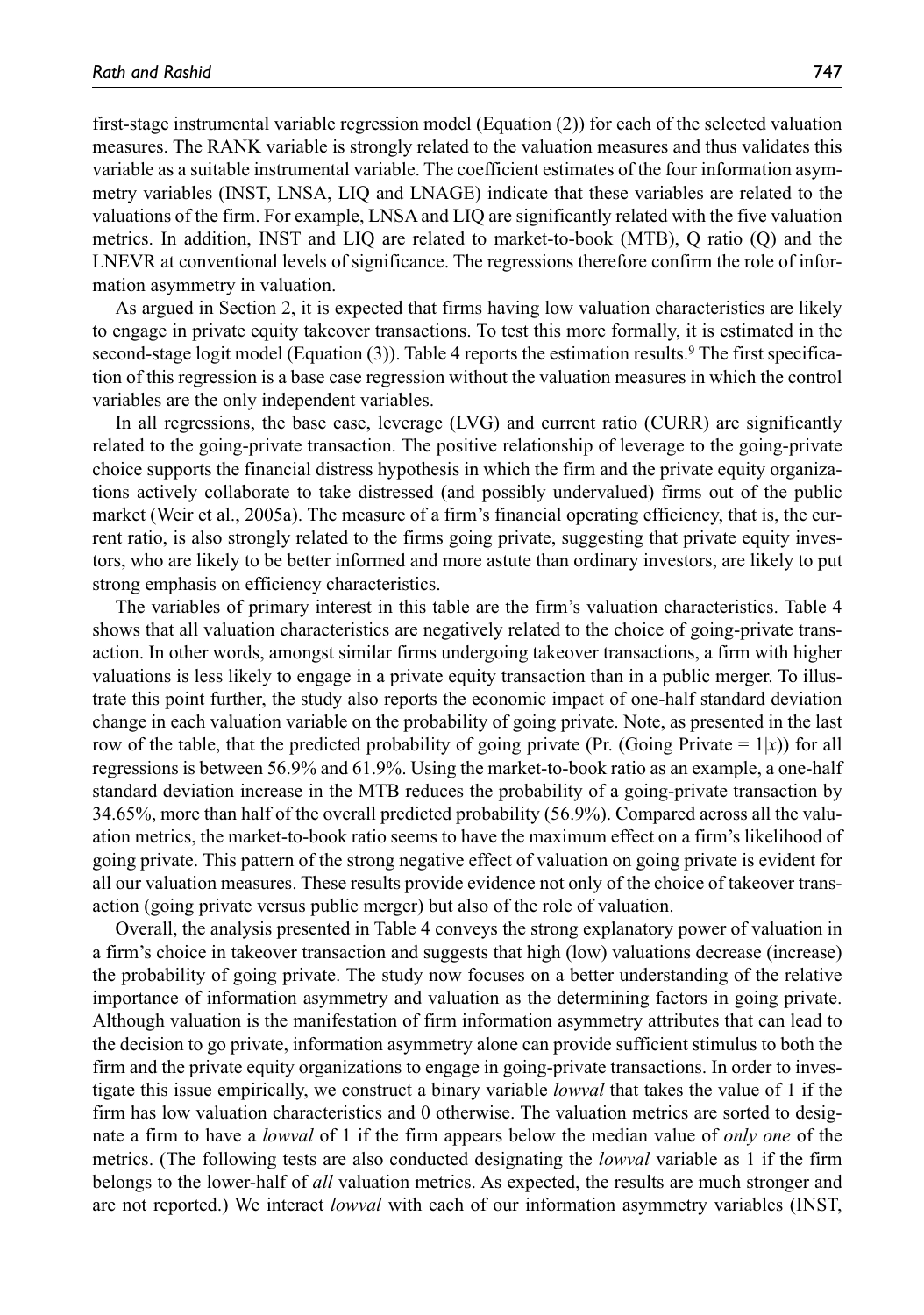first-stage instrumental variable regression model (Equation (2)) for each of the selected valuation measures. The RANK variable is strongly related to the valuation measures and thus validates this variable as a suitable instrumental variable. The coefficient estimates of the four information asymmetry variables (INST, LNSA, LIQ and LNAGE) indicate that these variables are related to the valuations of the firm. For example, LNSA and LIQ are significantly related with the five valuation metrics. In addition, INST and LIQ are related to market-to-book (MTB), Q ratio (Q) and the LNEVR at conventional levels of significance. The regressions therefore confirm the role of information asymmetry in valuation.

As argued in Section 2, it is expected that firms having low valuation characteristics are likely to engage in private equity takeover transactions. To test this more formally, it is estimated in the second-stage logit model (Equation (3)). Table 4 reports the estimation results.[9] The first specification of this regression is a base case regression without the valuation measures in which the control variables are the only independent variables.

In all regressions, the base case, leverage (LVG) and current ratio (CURR) are significantly related to the going-private transaction. The positive relationship of leverage to the going-private choice supports the financial distress hypothesis in which the firm and the private equity organizations actively collaborate to take distressed (and possibly undervalued) firms out of the public market (Weir et al., 2005a). The measure of a firm's financial operating efficiency, that is, the current ratio, is also strongly related to the firms going private, suggesting that private equity investors, who are likely to be better informed and more astute than ordinary investors, are likely to put strong emphasis on efficiency characteristics.

The variables of primary interest in this table are the firm's valuation characteristics. Table 4 shows that all valuation characteristics are negatively related to the choice of going-private transaction. In other words, amongst similar firms undergoing takeover transactions, a firm with higher valuations is less likely to engage in a private equity transaction than in a public merger. To illustrate this point further, the study also reports the economic impact of one-half standard deviation change in each valuation variable on the probability of going private. Note, as presented in the last row of the table, that the predicted probability of going private (Pr. (Going Private = $1|x$)) for all regressions is between 56.9% and 61.9%. Using the market-to-book ratio as an example, a one-half standard deviation increase in the MTB reduces the probability of a going-private transaction by 34.65%, more than half of the overall predicted probability (56.9%). Compared across all the valuation metrics, the market-to-book ratio seems to have the maximum effect on a firm's likelihood of going private. This pattern of the strong negative effect of valuation on going private is evident for all our valuation measures. These results provide evidence not only of the choice of takeover transaction (going private versus public merger) but also of the role of valuation.

Overall, the analysis presented in Table 4 conveys the strong explanatory power of valuation in a firm's choice in takeover transaction and suggests that high (low) valuations decrease (increase) the probability of going private. The study now focuses on a better understanding of the relative importance of information asymmetry and valuation as the determining factors in going private. Although valuation is the manifestation of firm information asymmetry attributes that can lead to the decision to go private, information asymmetry alone can provide sufficient stimulus to both the firm and the private equity organizations to engage in going-private transactions. In order to investigate this issue empirically, we construct a binary variable *lowval* that takes the value of 1 if the firm has low valuation characteristics and 0 otherwise. The valuation metrics are sorted to designate a firm to have a *lowval* of 1 if the firm appears below the median value of *only one* of the metrics. (The following tests are also conducted designating the *lowval* variable as 1 if the firm belongs to the lower-half of *all* valuation metrics. As expected, the results are much stronger and are not reported.) We interact *lowval* with each of our information asymmetry variables (INST,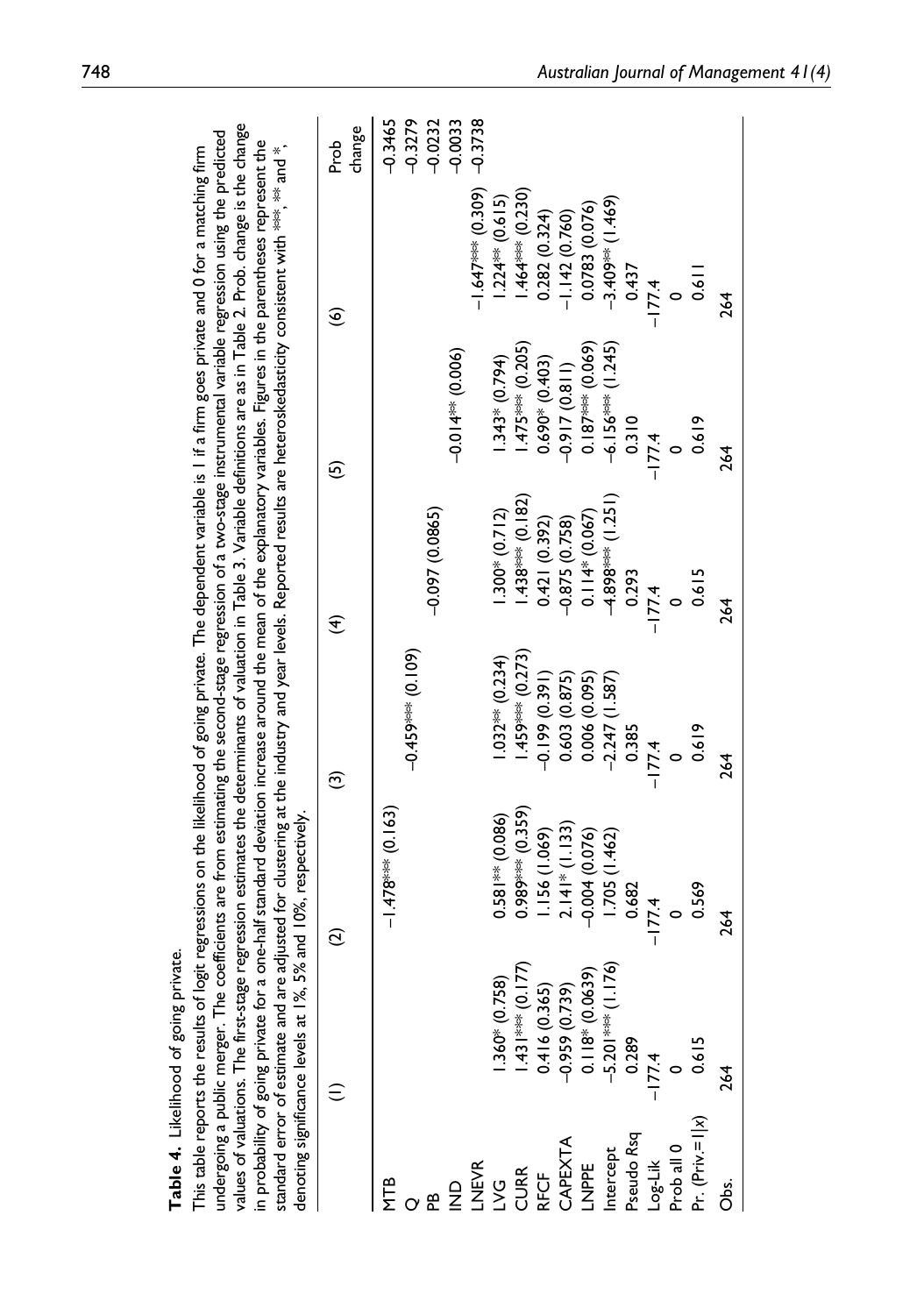**Table 4.** Likelihood of going private.

This table reports the results of logit regressions on the likelihood of going private. The dependent variable is 1 if a firm goes private and 0 for a matching firm undergoing a public merger. The coefficients are from estimating the second-stage regression of a two-stage instrumental variable regression using the predicted values of valuations. The first-stage regression estimates the determinants of valuation in Table 3. Variable definitions are as in Table 2. Prob. change is the change in probability of going private for a one-half standard deviation increase around the mean of the explanatory variables. Figures in the parentheses represent the standard error of estimate and are adjusted for clustering at the industry and year levels. Reported results are heteroskedasticity consistent with ***, ** and *, denoting significance levels at 1%, 5% and 10%, respectively.

| | (1) | (2) | (3) | (4) | (5) | (6) | Prob change |
|---|---|---|---|---|---|---|---|
| MTB | | −1.478*** (0.163) | | | | | −0.3465 |
| Q | | | −0.459*** (0.109) | | | | −0.3279 |
| PB | | | | −0.097 (0.0865) | | | −0.0232 |
| IND | | | | | −0.014** (0.006) | | −0.0033 |
| LNEVR | | | | | | −1.647*** (0.309) | −0.3738 |
| LVG | 1.360* (0.758) | 0.581** (0.086) | 1.032** (0.234) | 1.300* (0.712) | 1.343* (0.794) | 1.224** (0.615) | |
| CURR | 1.431*** (0.177) | 0.989*** (0.359) | 1.459*** (0.273) | 1.438*** (0.182) | 1.475*** (0.205) | 1.464*** (0.230) | |
| RFCF | 0.416 (0.365) | 1.156 (1.069) | −0.199 (0.391) | 0.421 (0.392) | 0.690* (0.403) | 0.282 (0.324) | |
| CAPEXTA | −0.959 (0.739) | 2.141* (1.133) | 0.603 (0.875) | −0.875 (0.758) | −0.917 (0.811) | −1.142 (0.760) | |
| LNPPE | 0.118* (0.0639) | −0.004 (0.076) | 0.006 (0.095) | 0.114* (0.067) | 0.187*** (0.069) | 0.0783 (0.076) | |
| Intercept | −5.201*** (1.176) | 1.705 (1.462) | −2.247 (1.587) | −4.898*** (1.251) | −6.156*** (1.245) | −3.409** (1.469) | |
| Pseudo Rsq | 0.289 | 0.682 | 0.385 | 0.293 | 0.310 | 0.437 | |
| Log-Lik | −177.4 | −177.4 | −177.4 | −177.4 | −177.4 | −177.4 | |
| Prob all 0 | 0 | 0 | 0 | 0 | 0 | 0 | |
| Pr. (Priv.=1\|x) | 0.615 | 0.569 | 0.619 | 0.615 | 0.619 | 0.611 | |
| Obs. | 264 | 264 | 264 | 264 | 264 | 264 | |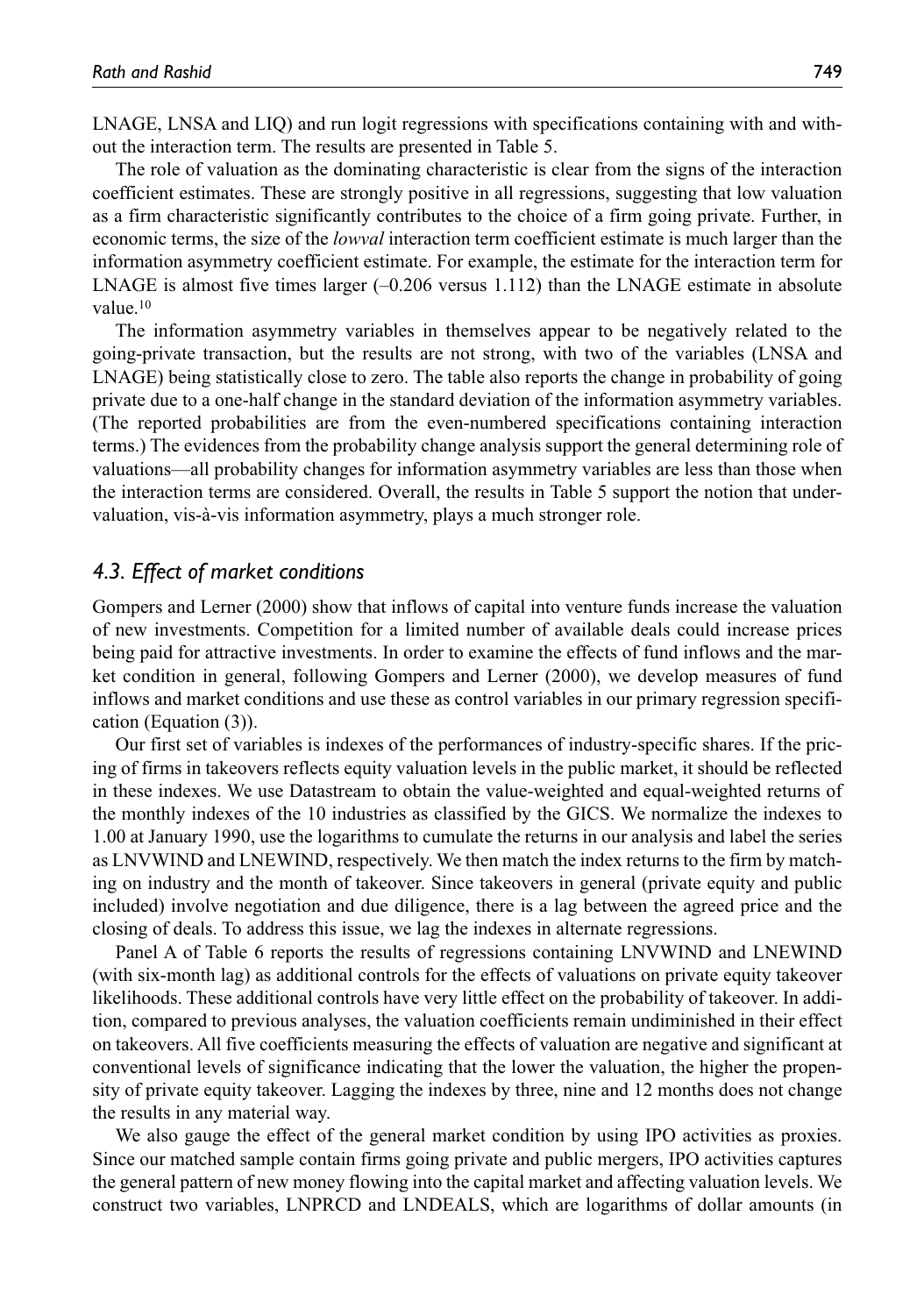LNAGE, LNSA and LIQ) and run logit regressions with specifications containing with and without the interaction term. The results are presented in Table 5.

The role of valuation as the dominating characteristic is clear from the signs of the interaction coefficient estimates. These are strongly positive in all regressions, suggesting that low valuation as a firm characteristic significantly contributes to the choice of a firm going private. Further, in economic terms, the size of the *lowval* interaction term coefficient estimate is much larger than the information asymmetry coefficient estimate. For example, the estimate for the interaction term for LNAGE is almost five times larger (–0.206 versus 1.112) than the LNAGE estimate in absolute value.[10]

The information asymmetry variables in themselves appear to be negatively related to the going-private transaction, but the results are not strong, with two of the variables (LNSA and LNAGE) being statistically close to zero. The table also reports the change in probability of going private due to a one-half change in the standard deviation of the information asymmetry variables. (The reported probabilities are from the even-numbered specifications containing interaction terms.) The evidences from the probability change analysis support the general determining role of valuations—all probability changes for information asymmetry variables are less than those when the interaction terms are considered. Overall, the results in Table 5 support the notion that undervaluation, vis-à-vis information asymmetry, plays a much stronger role.

### 4.3. Effect of market conditions

Gompers and Lerner (2000) show that inflows of capital into venture funds increase the valuation of new investments. Competition for a limited number of available deals could increase prices being paid for attractive investments. In order to examine the effects of fund inflows and the market condition in general, following Gompers and Lerner (2000), we develop measures of fund inflows and market conditions and use these as control variables in our primary regression specification (Equation (3)).

Our first set of variables is indexes of the performances of industry-specific shares. If the pricing of firms in takeovers reflects equity valuation levels in the public market, it should be reflected in these indexes. We use Datastream to obtain the value-weighted and equal-weighted returns of the monthly indexes of the 10 industries as classified by the GICS. We normalize the indexes to 1.00 at January 1990, use the logarithms to cumulate the returns in our analysis and label the series as LNVWIND and LNEWIND, respectively. We then match the index returns to the firm by matching on industry and the month of takeover. Since takeovers in general (private equity and public included) involve negotiation and due diligence, there is a lag between the agreed price and the closing of deals. To address this issue, we lag the indexes in alternate regressions.

Panel A of Table 6 reports the results of regressions containing LNVWIND and LNEWIND (with six-month lag) as additional controls for the effects of valuations on private equity takeover likelihoods. These additional controls have very little effect on the probability of takeover. In addition, compared to previous analyses, the valuation coefficients remain undiminished in their effect on takeovers. All five coefficients measuring the effects of valuation are negative and significant at conventional levels of significance indicating that the lower the valuation, the higher the propensity of private equity takeover. Lagging the indexes by three, nine and 12 months does not change the results in any material way.

We also gauge the effect of the general market condition by using IPO activities as proxies. Since our matched sample contain firms going private and public mergers, IPO activities captures the general pattern of new money flowing into the capital market and affecting valuation levels. We construct two variables, LNPRCD and LNDEALS, which are logarithms of dollar amounts (in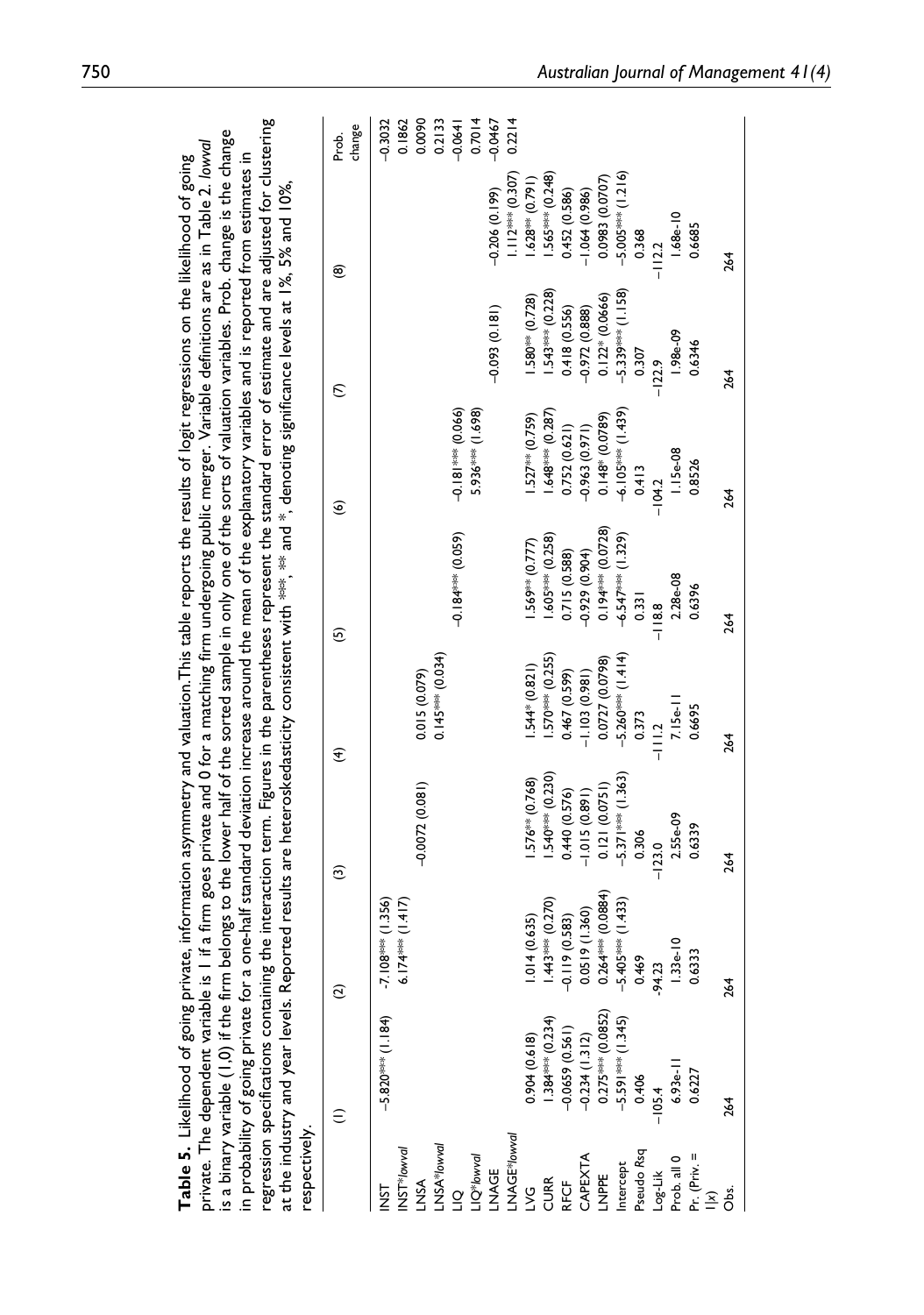**Table 5.** Likelihood of going private, information asymmetry and valuation. This table reports the results of logit regressions on the likelihood of going private. The dependent variable is 1 if a firm goes private and 0 for a matching firm undergoing public merger. Variable definitions are as in Table 2. *lowval* is a binary variable (1,0) if the firm belongs to the lower half of the sorted sample in only one of the sorts of valuation variables. Prob. change is the change in probability of going private for a one-half standard deviation increase around the mean of the explanatory variables and is reported from estimates in regression specifications containing the interaction term. Figures in the parentheses represent the standard error of estimate and are adjusted for clustering at the industry and year levels. Reported results are heteroskedasticity consistent with ***, ** and *, denoting significance levels at 1%, 5% and 10%, respectively.

| | (1) | (2) | (3) | (4) | (5) | (6) | (7) | (8) | Prob. change |
|---|---|---|---|---|---|---|---|---|---|
| INST | −5.820*** (1.184) | −7.108*** (1.356) | | | | | | | −0.3032 |
| INST\**lowval* | | 6.174*** (1.417) | | | | | | | 0.1862 |
| LNSA | | | −0.0072 (0.081) | 0.015 (0.079) | | | | | 0.0090 |
| LNSA\**lowval* | | | | 0.145*** (0.034) | | | | | 0.2133 |
| LIQ | | | | | −0.184*** (0.059) | −0.181*** (0.066) | | | −0.0641 |
| LIQ\**lowval* | | | | | | 5.936*** (1.698) | | | 0.7014 |
| LNAGE | | | | | | | −0.093 (0.181) | −0.206 (0.199) | −0.0467 |
| LNAGE\**lowval* | | | | | | | | 1.112*** (0.307) | 0.2214 |
| LVG | 0.904 (0.618) | 1.014 (0.635) | 1.576** (0.768) | 1.544* (0.821) | 1.569** (0.777) | 1.527** (0.759) | 1.580** (0.728) | 1.628** (0.791) | |
| CURR | 1.384*** (0.234) | 1.443*** (0.270) | 1.540*** (0.230) | 1.570*** (0.255) | 1.605*** (0.258) | 1.648*** (0.287) | 1.543*** (0.228) | 1.565*** (0.248) | |
| RFCF | −0.0659 (0.561) | −0.119 (0.583) | 0.440 (0.576) | 0.467 (0.599) | 0.715 (0.588) | 0.752 (0.621) | 0.418 (0.556) | 0.452 (0.586) | |
| CAPEXTA | −0.234 (1.312) | 0.0519 (1.360) | −1.015 (0.891) | −1.103 (0.981) | −0.929 (0.904) | −0.963 (0.971) | −0.972 (0.888) | −1.064 (0.986) | |
| LNPPE | 0.275*** (0.0852) | 0.264*** (0.0884) | 0.121 (0.0751) | 0.0727 (0.0798) | 0.194*** (0.0728) | 0.148* (0.0789) | 0.122* (0.0666) | 0.0983 (0.0707) | |
| Intercept | −5.591*** (1.345) | −5.405*** (1.433) | −5.371*** (1.363) | −5.260*** (1.414) | −6.547*** (1.329) | −6.105*** (1.439) | −5.339*** (1.158) | −5.005*** (1.216) | |
| Pseudo Rsq | 0.406 | 0.469 | 0.306 | 0.373 | 0.331 | 0.413 | 0.307 | 0.368 | |
| Log-Lik | −105.4 | -94.23 | −123.0 | −111.2 | −118.8 | −104.2 | −122.9 | −112.2 | |
| Prob. all 0 | 6.93e-11 | 1.33e-10 | 2.55e-09 | 7.15e-11 | 2.28e-08 | 1.15e-08 | 1.98e-09 | 1.68e-10 | |
| Pr. (Priv. = 1\|x) | 0.6227 | 0.6333 | 0.6339 | 0.6695 | 0.6396 | 0.8526 | 0.6346 | 0.6685 | |
| Obs. | 264 | 264 | 264 | 264 | 264 | 264 | 264 | 264 | |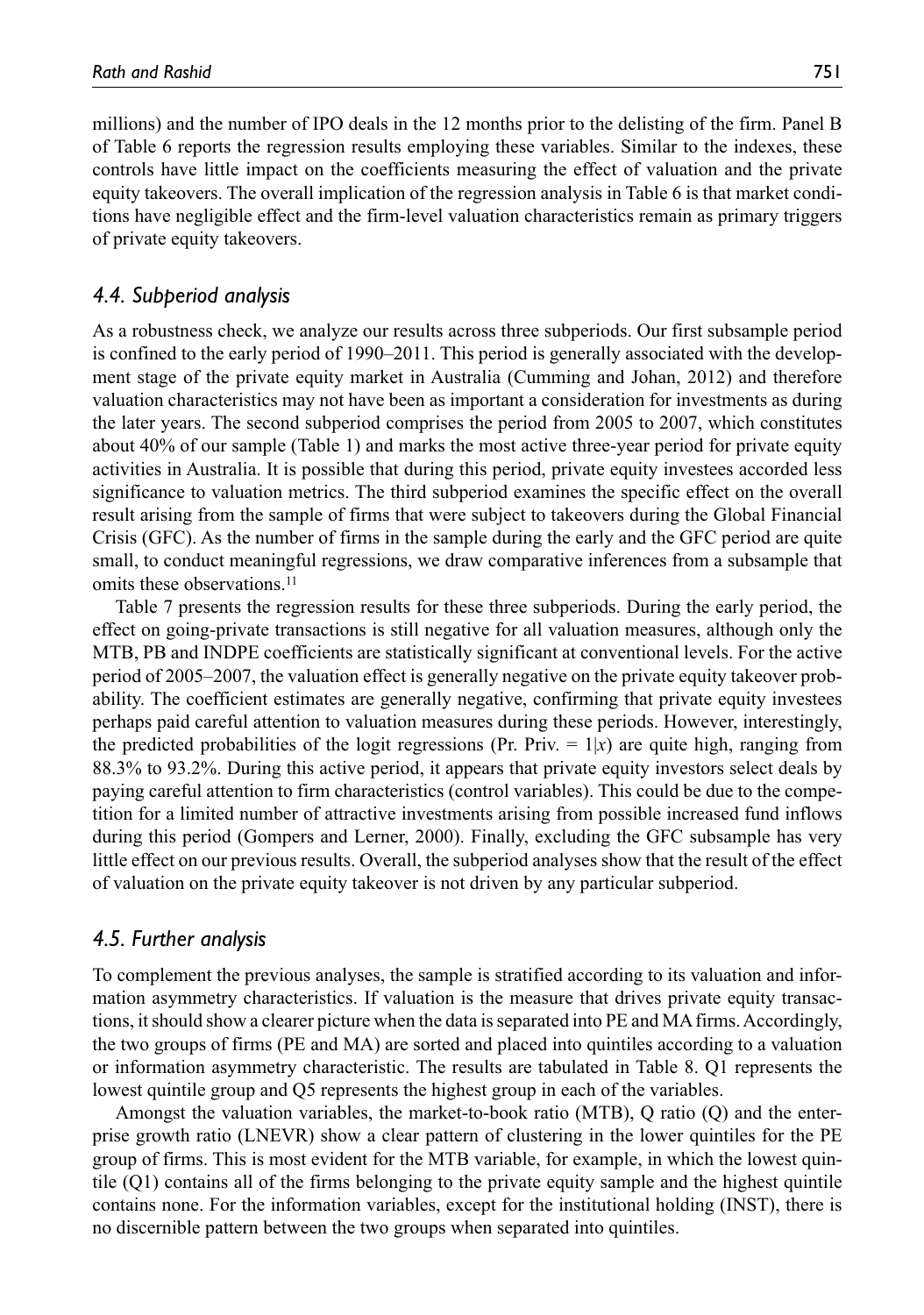millions) and the number of IPO deals in the 12 months prior to the delisting of the firm. Panel B of Table 6 reports the regression results employing these variables. Similar to the indexes, these controls have little impact on the coefficients measuring the effect of valuation and the private equity takeovers. The overall implication of the regression analysis in Table 6 is that market conditions have negligible effect and the firm-level valuation characteristics remain as primary triggers of private equity takeovers.

### *4.4. Subperiod analysis*

As a robustness check, we analyze our results across three subperiods. Our first subsample period is confined to the early period of 1990–2011. This period is generally associated with the development stage of the private equity market in Australia (Cumming and Johan, 2012) and therefore valuation characteristics may not have been as important a consideration for investments as during the later years. The second subperiod comprises the period from 2005 to 2007, which constitutes about 40% of our sample (Table 1) and marks the most active three-year period for private equity activities in Australia. It is possible that during this period, private equity investees accorded less significance to valuation metrics. The third subperiod examines the specific effect on the overall result arising from the sample of firms that were subject to takeovers during the Global Financial Crisis (GFC). As the number of firms in the sample during the early and the GFC period are quite small, to conduct meaningful regressions, we draw comparative inferences from a subsample that omits these observations.[11]

Table 7 presents the regression results for these three subperiods. During the early period, the effect on going-private transactions is still negative for all valuation measures, although only the MTB, PB and INDPE coefficients are statistically significant at conventional levels. For the active period of 2005–2007, the valuation effect is generally negative on the private equity takeover probability. The coefficient estimates are generally negative, confirming that private equity investees perhaps paid careful attention to valuation measures during these periods. However, interestingly, the predicted probabilities of the logit regressions (Pr. Priv. $= 1|x$) are quite high, ranging from 88.3% to 93.2%. During this active period, it appears that private equity investors select deals by paying careful attention to firm characteristics (control variables). This could be due to the competition for a limited number of attractive investments arising from possible increased fund inflows during this period (Gompers and Lerner, 2000). Finally, excluding the GFC subsample has very little effect on our previous results. Overall, the subperiod analyses show that the result of the effect of valuation on the private equity takeover is not driven by any particular subperiod.

### *4.5. Further analysis*

To complement the previous analyses, the sample is stratified according to its valuation and information asymmetry characteristics. If valuation is the measure that drives private equity transactions, it should show a clearer picture when the data is separated into PE and MA firms. Accordingly, the two groups of firms (PE and MA) are sorted and placed into quintiles according to a valuation or information asymmetry characteristic. The results are tabulated in Table 8. Q1 represents the lowest quintile group and Q5 represents the highest group in each of the variables.

Amongst the valuation variables, the market-to-book ratio (MTB), Q ratio (Q) and the enterprise growth ratio (LNEVR) show a clear pattern of clustering in the lower quintiles for the PE group of firms. This is most evident for the MTB variable, for example, in which the lowest quintile (Q1) contains all of the firms belonging to the private equity sample and the highest quintile contains none. For the information variables, except for the institutional holding (INST), there is no discernible pattern between the two groups when separated into quintiles.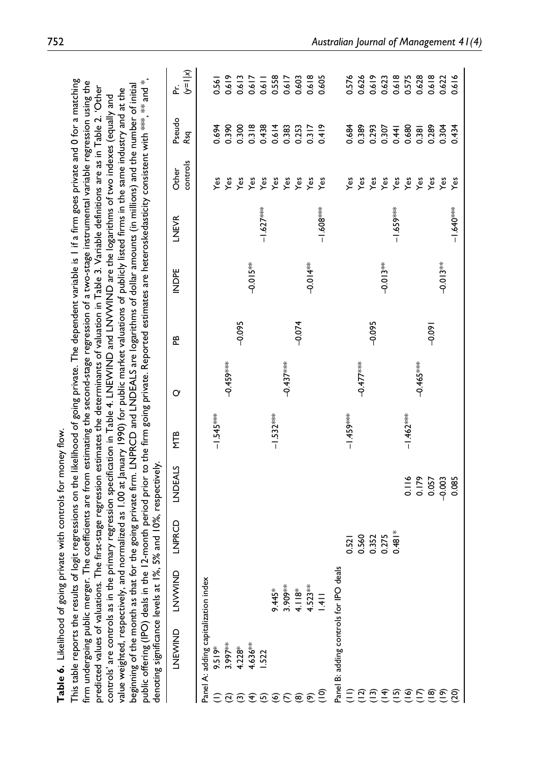**Table 6.** Likelihood of going private with controls for money flow.

This table reports the results of logit regressions on the likelihood of going private. The dependent variable is 1 if a firm goes private and 0 for a matching firm undergoing public merger. The coefficients are from estimating the second-stage regression of a two-stage instrumental variable regression using the predicted values of valuations. The first-stage regression estimates the determinants of valuation in Table 3. Variable definitions are as in Table 2. 'Other controls' are controls as in the primary regression specification in Table 4. LNEWIND and LNVWIND are the logarithms of two indexes (equally and value weighted, respectively, and normalized as 1.00 at January 1990) for public market valuations of publicly listed firms in the same industry and at the beginning of the month as that for the going private firm. LNPRCD and LNDEALS are logarithms of dollar amounts (in millions) and the number of initial public offering (IPO) deals in the 12-month period prior to the firm going private. Reported estimates are heteroskedasticity consistent with \*\*\*, \*\* and \*, denoting significance levels at 1%, 5% and 10%, respectively.

| | LNEWIND | LNVWIND | LNPRCD | LNDEALS | MTB | Q | PB | INDPE | LNEVR | Other controls | Pseudo Rsq | Pr. (y=1\|x) |
|---|---|---|---|---|---|---|---|---|---|---|---|---|
| Panel A: adding capitalization index | | | | | | | | | | | | |
| (1) | 9.519* | | | | −1.545*** | | | | | Yes | 0.694 | 0.561 |
| (2) | 3.997** | | | | | −0.459*** | | | | Yes | 0.390 | 0.619 |
| (3) | 4.228* | | | | | | −0.095 | | | Yes | 0.300 | 0.613 |
| (4) | 4.636** | | | | | | | −0.015** | | Yes | 0.318 | 0.617 |
| (5) | 1.522 | | | | | | | | −1.627*** | Yes | 0.438 | 0.611 |
| (6) | | 9.445* | | | −1.532*** | | | | | Yes | 0.614 | 0.558 |
| (7) | | 3.909** | | | | −0.437*** | | | | Yes | 0.383 | 0.617 |
| (8) | | 4.118* | | | | | −0.074 | | | Yes | 0.253 | 0.603 |
| (9) | | 4.523** | | | | | | −0.014** | | Yes | 0.317 | 0.618 |
| (10) | | 1.411 | | | | | | | −1.608*** | Yes | 0.419 | 0.605 |
| Panel B: adding controls for IPO deals | | | | | | | | | | | | |
| (11) | | | 0.521 | | −1.459*** | | | | | Yes | 0.684 | 0.576 |
| (12) | | | 0.560 | | | −0.477*** | | | | Yes | 0.389 | 0.626 |
| (13) | | | 0.352 | | | | −0.095 | | | Yes | 0.293 | 0.619 |
| (14) | | | 0.275 | | | | | −0.013** | | Yes | 0.307 | 0.623 |
| (15) | | | 0.481* | | | | | | −1.659*** | Yes | 0.441 | 0.618 |
| (16) | | | | 0.116 | −1.462*** | | | | | Yes | 0.680 | 0.575 |
| (17) | | | | 0.179 | | −0.465*** | | | | Yes | 0.381 | 0.628 |
| (18) | | | | 0.057 | | | −0.091 | | | Yes | 0.289 | 0.618 |
| (19) | | | | −0.003 | | | | −0.013** | | Yes | 0.304 | 0.622 |
| (20) | | | | 0.085 | | | | | −1.640*** | Yes | 0.434 | 0.616 |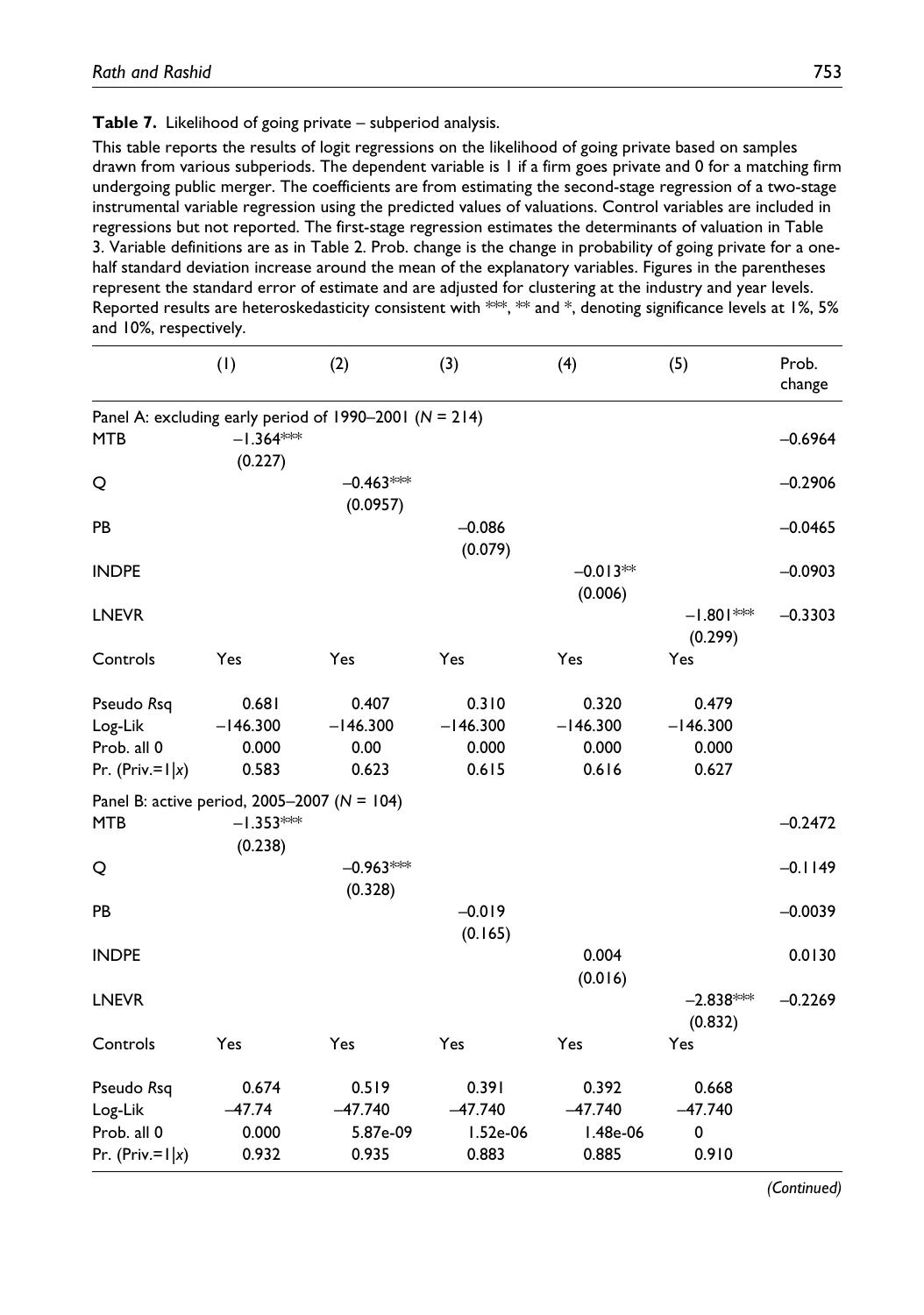**Table 7.** Likelihood of going private – subperiod analysis.

This table reports the results of logit regressions on the likelihood of going private based on samples drawn from various subperiods. The dependent variable is 1 if a firm goes private and 0 for a matching firm undergoing public merger. The coefficients are from estimating the second-stage regression of a two-stage instrumental variable regression using the predicted values of valuations. Control variables are included in regressions but not reported. The first-stage regression estimates the determinants of valuation in Table 3. Variable definitions are as in Table 2. Prob. change is the change in probability of going private for a one-half standard deviation increase around the mean of the explanatory variables. Figures in the parentheses represent the standard error of estimate and are adjusted for clustering at the industry and year levels. Reported results are heteroskedasticity consistent with \*\*\*, \*\* and \*, denoting significance levels at 1%, 5% and 10%, respectively.

| | (1) | (2) | (3) | (4) | (5) | Prob. change |
|---|---|---|---|---|---|---|
| Panel A: excluding early period of 1990–2001 ($N$ = 214) | | | | | | |
| MTB | −1.364\*\*\* | | | | | −0.6964 |
| | (0.227) | | | | | |
| Q | | −0.463\*\*\* | | | | −0.2906 |
| | | (0.0957) | | | | |
| PB | | | −0.086 | | | −0.0465 |
| | | | (0.079) | | | |
| INDPE | | | | −0.013\*\* | | −0.0903 |
| | | | | (0.006) | | |
| LNEVR | | | | | −1.801\*\*\* | −0.3303 |
| | | | | | (0.299) | |
| Controls | Yes | Yes | Yes | Yes | Yes | |
| Pseudo $R$sq | 0.681 | 0.407 | 0.310 | 0.320 | 0.479 | |
| Log-Lik | −146.300 | −146.300 | −146.300 | −146.300 | −146.300 | |
| Prob. all 0 | 0.000 | 0.00 | 0.000 | 0.000 | 0.000 | |
| Pr. (Priv.=1\|$x$) | 0.583 | 0.623 | 0.615 | 0.616 | 0.627 | |
| Panel B: active period, 2005–2007 ($N$ = 104) | | | | | | |
| MTB | −1.353\*\*\* | | | | | −0.2472 |
| | (0.238) | | | | | |
| Q | | −0.963\*\*\* | | | | −0.1149 |
| | | (0.328) | | | | |
| PB | | | −0.019 | | | −0.0039 |
| | | | (0.165) | | | |
| INDPE | | | | 0.004 | | 0.0130 |
| | | | | (0.016) | | |
| LNEVR | | | | | −2.838\*\*\* | −0.2269 |
| | | | | | (0.832) | |
| Controls | Yes | Yes | Yes | Yes | Yes | |
| Pseudo $R$sq | 0.674 | 0.519 | 0.391 | 0.392 | 0.668 | |
| Log-Lik | −47.74 | −47.740 | −47.740 | −47.740 | −47.740 | |
| Prob. all 0 | 0.000 | 5.87e-09 | 1.52e-06 | 1.48e-06 | 0 | |
| Pr. (Priv.=1\|$x$) | 0.932 | 0.935 | 0.883 | 0.885 | 0.910 | |

*(Continued)*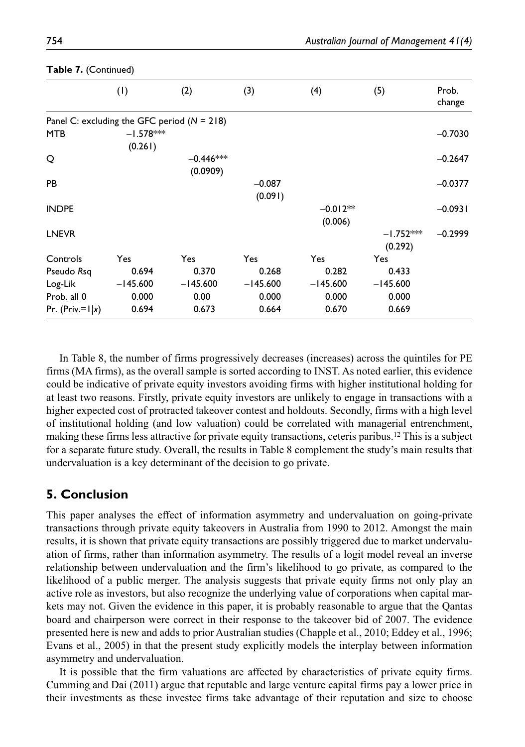**Table 7.** (Continued)

| | (1) | (2) | (3) | (4) | (5) | Prob. change |
|---|---|---|---|---|---|---|
| Panel C: excluding the GFC period ($N$ = 218) | | | | | | |
| MTB | −1.578*** (0.261) | | | | | −0.7030 |
| Q | | −0.446*** (0.0909) | | | | −0.2647 |
| PB | | | −0.087 (0.091) | | | −0.0377 |
| INDPE | | | | −0.012** (0.006) | | −0.0931 |
| LNEVR | | | | | −1.752*** (0.292) | −0.2999 |
| Controls | Yes | Yes | Yes | Yes | Yes | |
| Pseudo *R*sq | 0.694 | 0.370 | 0.268 | 0.282 | 0.433 | |
| Log-Lik | −145.600 | −145.600 | −145.600 | −145.600 | −145.600 | |
| Prob. all 0 | 0.000 | 0.00 | 0.000 | 0.000 | 0.000 | |
| Pr. (Priv.=1\|$x$) | 0.694 | 0.673 | 0.664 | 0.670 | 0.669 | |

In Table 8, the number of firms progressively decreases (increases) across the quintiles for PE firms (MA firms), as the overall sample is sorted according to INST. As noted earlier, this evidence could be indicative of private equity investors avoiding firms with higher institutional holding for at least two reasons. Firstly, private equity investors are unlikely to engage in transactions with a higher expected cost of protracted takeover contest and holdouts. Secondly, firms with a high level of institutional holding (and low valuation) could be correlated with managerial entrenchment, making these firms less attractive for private equity transactions, ceteris paribus.[12] This is a subject for a separate future study. Overall, the results in Table 8 complement the study's main results that undervaluation is a key determinant of the decision to go private.

## 5. Conclusion

This paper analyses the effect of information asymmetry and undervaluation on going-private transactions through private equity takeovers in Australia from 1990 to 2012. Amongst the main results, it is shown that private equity transactions are possibly triggered due to market undervaluation of firms, rather than information asymmetry. The results of a logit model reveal an inverse relationship between undervaluation and the firm's likelihood to go private, as compared to the likelihood of a public merger. The analysis suggests that private equity firms not only play an active role as investors, but also recognize the underlying value of corporations when capital markets may not. Given the evidence in this paper, it is probably reasonable to argue that the Qantas board and chairperson were correct in their response to the takeover bid of 2007. The evidence presented here is new and adds to prior Australian studies (Chapple et al., 2010; Eddey et al., 1996; Evans et al., 2005) in that the present study explicitly models the interplay between information asymmetry and undervaluation.

It is possible that the firm valuations are affected by characteristics of private equity firms. Cumming and Dai (2011) argue that reputable and large venture capital firms pay a lower price in their investments as these investee firms take advantage of their reputation and size to choose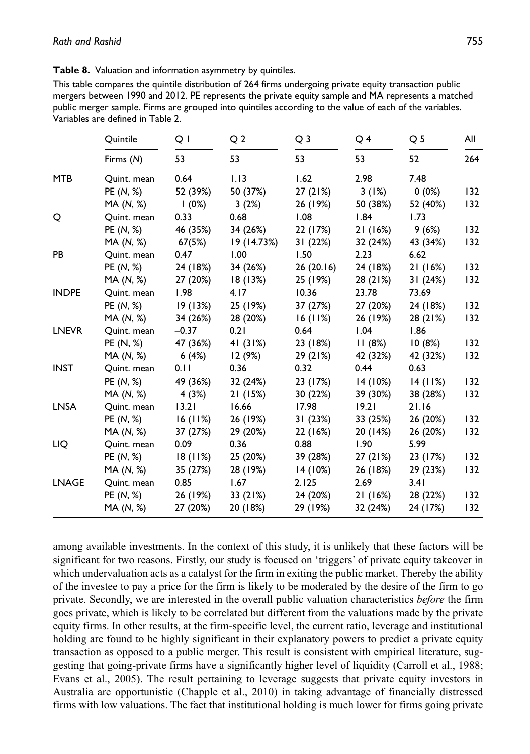**Table 8.** Valuation and information asymmetry by quintiles.

This table compares the quintile distribution of 264 firms undergoing private equity transaction public mergers between 1990 and 2012. PE represents the private equity sample and MA represents a matched public merger sample. Firms are grouped into quintiles according to the value of each of the variables. Variables are defined in Table 2.

| | Quintile | Q 1 | Q 2 | Q 3 | Q 4 | Q 5 | All |
|---|---|---|---|---|---|---|---|
| | Firms (*N*) | 53 | 53 | 53 | 53 | 52 | 264 |
| MTB | Quint. mean | 0.64 | 1.13 | 1.62 | 2.98 | 7.48 | |
| | PE (*N*, %) | 52 (39%) | 50 (37%) | 27 (21%) | 3 (1%) | 0 (0%) | 132 |
| | MA (*N*, %) | 1 (0%) | 3 (2%) | 26 (19%) | 50 (38%) | 52 (40%) | 132 |
| Q | Quint. mean | 0.33 | 0.68 | 1.08 | 1.84 | 1.73 | |
| | PE (*N*, %) | 46 (35%) | 34 (26%) | 22 (17%) | 21 (16%) | 9 (6%) | 132 |
| | MA (*N*, %) | 67(5%) | 19 (14.73%) | 31 (22%) | 32 (24%) | 43 (34%) | 132 |
| PB | Quint. mean | 0.47 | 1.00 | 1.50 | 2.23 | 6.62 | |
| | PE (*N*, %) | 24 (18%) | 34 (26%) | 26 (20.16) | 24 (18%) | 21 (16%) | 132 |
| | MA (*N*, %) | 27 (20%) | 18 (13%) | 25 (19%) | 28 (21%) | 31 (24%) | 132 |
| INDPE | Quint. mean | 1.98 | 4.17 | 10.36 | 23.78 | 73.69 | |
| | PE (*N*, %) | 19 (13%) | 25 (19%) | 37 (27%) | 27 (20%) | 24 (18%) | 132 |
| | MA (*N*, %) | 34 (26%) | 28 (20%) | 16 (11%) | 26 (19%) | 28 (21%) | 132 |
| LNEVR | Quint. mean | −0.37 | 0.21 | 0.64 | 1.04 | 1.86 | |
| | PE (N, %) | 47 (36%) | 41 (31%) | 23 (18%) | 11 (8%) | 10 (8%) | 132 |
| | MA (N, %) | 6 (4%) | 12 (9%) | 29 (21%) | 42 (32%) | 42 (32%) | 132 |
| INST | Quint. mean | 0.11 | 0.36 | 0.32 | 0.44 | 0.63 | |
| | PE (*N*, %) | 49 (36%) | 32 (24%) | 23 (17%) | 14 (10%) | 14 (11%) | 132 |
| | MA (*N*, %) | 4 (3%) | 21 (15%) | 30 (22%) | 39 (30%) | 38 (28%) | 132 |
| LNSA | Quint. mean | 13.21 | 16.66 | 17.98 | 19.21 | 21.16 | |
| | PE (*N*, %) | 16 (11%) | 26 (19%) | 31 (23%) | 33 (25%) | 26 (20%) | 132 |
| | MA (*N*, %) | 37 (27%) | 29 (20%) | 22 (16%) | 20 (14%) | 26 (20%) | 132 |
| LIQ | Quint. mean | 0.09 | 0.36 | 0.88 | 1.90 | 5.99 | |
| | PE (*N*, %) | 18 (11%) | 25 (20%) | 39 (28%) | 27 (21%) | 23 (17%) | 132 |
| | MA (*N*, %) | 35 (27%) | 28 (19%) | 14 (10%) | 26 (18%) | 29 (23%) | 132 |
| LNAGE | Quint. mean | 0.85 | 1.67 | 2.125 | 2.69 | 3.41 | |
| | PE (*N*, %) | 26 (19%) | 33 (21%) | 24 (20%) | 21 (16%) | 28 (22%) | 132 |
| | MA (*N*, %) | 27 (20%) | 20 (18%) | 29 (19%) | 32 (24%) | 24 (17%) | 132 |

among available investments. In the context of this study, it is unlikely that these factors will be significant for two reasons. Firstly, our study is focused on 'triggers' of private equity takeover in which undervaluation acts as a catalyst for the firm in exiting the public market. Thereby the ability of the investee to pay a price for the firm is likely to be moderated by the desire of the firm to go private. Secondly, we are interested in the overall public valuation characteristics *before* the firm goes private, which is likely to be correlated but different from the valuations made by the private equity firms. In other results, at the firm-specific level, the current ratio, leverage and institutional holding are found to be highly significant in their explanatory powers to predict a private equity transaction as opposed to a public merger. This result is consistent with empirical literature, suggesting that going-private firms have a significantly higher level of liquidity (Carroll et al., 1988; Evans et al., 2005). The result pertaining to leverage suggests that private equity investors in Australia are opportunistic (Chapple et al., 2010) in taking advantage of financially distressed firms with low valuations. The fact that institutional holding is much lower for firms going private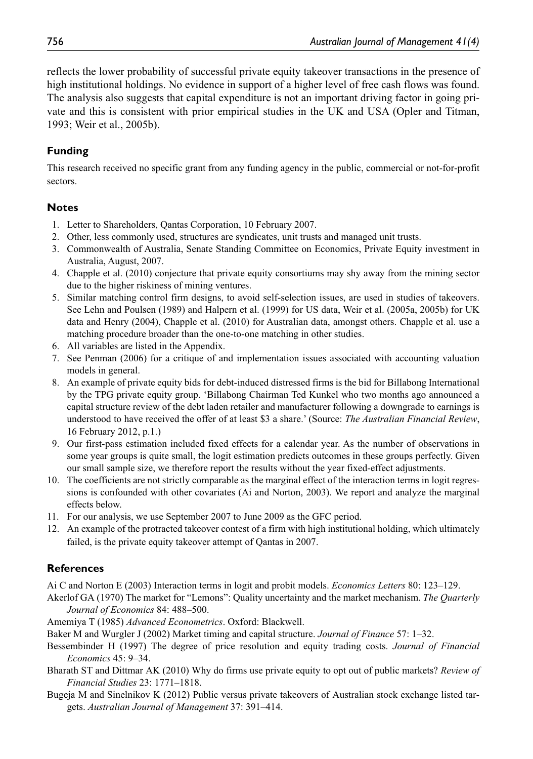reflects the lower probability of successful private equity takeover transactions in the presence of high institutional holdings. No evidence in support of a higher level of free cash flows was found. The analysis also suggests that capital expenditure is not an important driving factor in going private and this is consistent with prior empirical studies in the UK and USA (Opler and Titman, 1993; Weir et al., 2005b).

## Funding

This research received no specific grant from any funding agency in the public, commercial or not-for-profit sectors.

## Notes

1. Letter to Shareholders, Qantas Corporation, 10 February 2007.
2. Other, less commonly used, structures are syndicates, unit trusts and managed unit trusts.
3. Commonwealth of Australia, Senate Standing Committee on Economics, Private Equity investment in Australia, August, 2007.
4. Chapple et al. (2010) conjecture that private equity consortiums may shy away from the mining sector due to the higher riskiness of mining ventures.
5. Similar matching control firm designs, to avoid self-selection issues, are used in studies of takeovers. See Lehn and Poulsen (1989) and Halpern et al. (1999) for US data, Weir et al. (2005a, 2005b) for UK data and Henry (2004), Chapple et al. (2010) for Australian data, amongst others. Chapple et al. use a matching procedure broader than the one-to-one matching in other studies.
6. All variables are listed in the Appendix.
7. See Penman (2006) for a critique of and implementation issues associated with accounting valuation models in general.
8. An example of private equity bids for debt-induced distressed firms is the bid for Billabong International by the TPG private equity group. 'Billabong Chairman Ted Kunkel who two months ago announced a capital structure review of the debt laden retailer and manufacturer following a downgrade to earnings is understood to have received the offer of at least $3 a share.' (Source: *The Australian Financial Review*, 16 February 2012, p.1.)
9. Our first-pass estimation included fixed effects for a calendar year. As the number of observations in some year groups is quite small, the logit estimation predicts outcomes in these groups perfectly. Given our small sample size, we therefore report the results without the year fixed-effect adjustments.
10. The coefficients are not strictly comparable as the marginal effect of the interaction terms in logit regressions is confounded with other covariates (Ai and Norton, 2003). We report and analyze the marginal effects below.
11. For our analysis, we use September 2007 to June 2009 as the GFC period.
12. An example of the protracted takeover contest of a firm with high institutional holding, which ultimately failed, is the private equity takeover attempt of Qantas in 2007.

## References

Ai C and Norton E (2003) Interaction terms in logit and probit models. *Economics Letters* 80: 123–129.

Akerlof GA (1970) The market for "Lemons": Quality uncertainty and the market mechanism. *The Quarterly Journal of Economics* 84: 488–500.

Amemiya T (1985) *Advanced Econometrics*. Oxford: Blackwell.

Baker M and Wurgler J (2002) Market timing and capital structure. *Journal of Finance* 57: 1–32.

Bessembinder H (1997) The degree of price resolution and equity trading costs. *Journal of Financial Economics* 45: 9–34.

Bharath ST and Dittmar AK (2010) Why do firms use private equity to opt out of public markets? *Review of Financial Studies* 23: 1771–1818.

Bugeja M and Sinelnikov K (2012) Public versus private takeovers of Australian stock exchange listed targets. *Australian Journal of Management* 37: 391–414.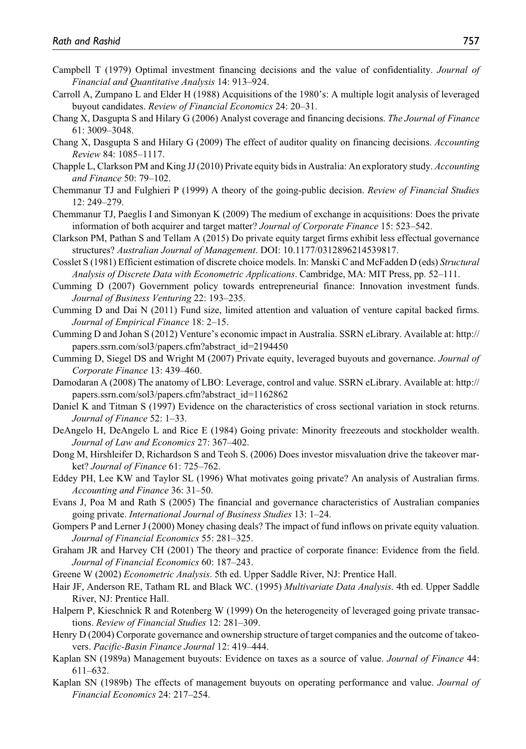Campbell T (1979) Optimal investment financing decisions and the value of confidentiality. *Journal of Financial and Quantitative Analysis* 14: 913–924.

Carroll A, Zumpano L and Elder H (1988) Acquisitions of the 1980's: A multiple logit analysis of leveraged buyout candidates. *Review of Financial Economics* 24: 20–31.

Chang X, Dasgupta S and Hilary G (2006) Analyst coverage and financing decisions. *The Journal of Finance* 61: 3009–3048.

Chang X, Dasgupta S and Hilary G (2009) The effect of auditor quality on financing decisions. *Accounting Review* 84: 1085–1117.

Chapple L, Clarkson PM and King JJ (2010) Private equity bids in Australia: An exploratory study. *Accounting and Finance* 50: 79–102.

Chemmanur TJ and Fulghieri P (1999) A theory of the going-public decision. *Review of Financial Studies* 12: 249–279.

Chemmanur TJ, Paeglis I and Simonyan K (2009) The medium of exchange in acquisitions: Does the private information of both acquirer and target matter? *Journal of Corporate Finance* 15: 523–542.

Clarkson PM, Pathan S and Tellam A (2015) Do private equity target firms exhibit less effectual governance structures? *Australian Journal of Management*. DOI: 10.1177/0312896214539817.

Cosslet S (1981) Efficient estimation of discrete choice models. In: Manski C and McFadden D (eds) *Structural Analysis of Discrete Data with Econometric Applications*. Cambridge, MA: MIT Press, pp. 52–111.

Cumming D (2007) Government policy towards entrepreneurial finance: Innovation investment funds. *Journal of Business Venturing* 22: 193–235.

Cumming D and Dai N (2011) Fund size, limited attention and valuation of venture capital backed firms. *Journal of Empirical Finance* 18: 2–15.

Cumming D and Johan S (2012) Venture's economic impact in Australia. SSRN eLibrary. Available at: http://papers.ssrn.com/sol3/papers.cfm?abstract_id=2194450

Cumming D, Siegel DS and Wright M (2007) Private equity, leveraged buyouts and governance. *Journal of Corporate Finance* 13: 439–460.

Damodaran A (2008) The anatomy of LBO: Leverage, control and value. SSRN eLibrary. Available at: http://papers.ssrn.com/sol3/papers.cfm?abstract_id=1162862

Daniel K and Titman S (1997) Evidence on the characteristics of cross sectional variation in stock returns. *Journal of Finance* 52: 1–33.

DeAngelo H, DeAngelo L and Rice E (1984) Going private: Minority freezeouts and stockholder wealth. *Journal of Law and Economics* 27: 367–402.

Dong M, Hirshleifer D, Richardson S and Teoh S. (2006) Does investor misvaluation drive the takeover market? *Journal of Finance* 61: 725–762.

Eddey PH, Lee KW and Taylor SL (1996) What motivates going private? An analysis of Australian firms. *Accounting and Finance* 36: 31–50.

Evans J, Poa M and Rath S (2005) The financial and governance characteristics of Australian companies going private. *International Journal of Business Studies* 13: 1–24.

Gompers P and Lerner J (2000) Money chasing deals? The impact of fund inflows on private equity valuation. *Journal of Financial Economics* 55: 281–325.

Graham JR and Harvey CH (2001) The theory and practice of corporate finance: Evidence from the field. *Journal of Financial Economics* 60: 187–243.

Greene W (2002) *Econometric Analysis*. 5th ed. Upper Saddle River, NJ: Prentice Hall.

Hair JF, Anderson RE, Tatham RL and Black WC. (1995) *Multivariate Data Analysis*. 4th ed. Upper Saddle River, NJ: Prentice Hall.

Halpern P, Kieschnick R and Rotenberg W (1999) On the heterogeneity of leveraged going private transactions. *Review of Financial Studies* 12: 281–309.

Henry D (2004) Corporate governance and ownership structure of target companies and the outcome of takeovers. *Pacific-Basin Finance Journal* 12: 419–444.

Kaplan SN (1989a) Management buyouts: Evidence on taxes as a source of value. *Journal of Finance* 44: 611–632.

Kaplan SN (1989b) The effects of management buyouts on operating performance and value. *Journal of Financial Economics* 24: 217–254.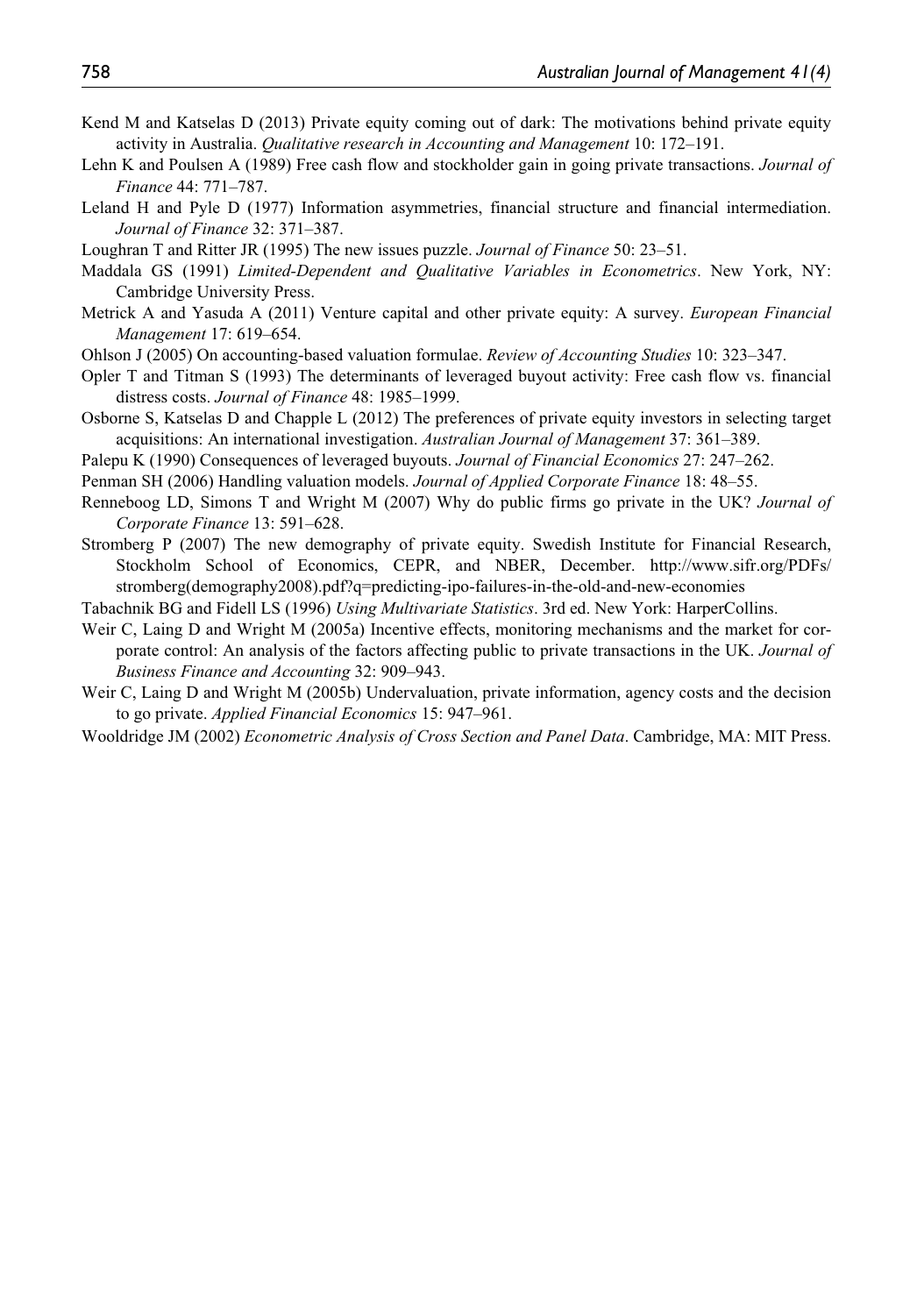Kend M and Katselas D (2013) Private equity coming out of dark: The motivations behind private equity activity in Australia. *Qualitative research in Accounting and Management* 10: 172–191.

Lehn K and Poulsen A (1989) Free cash flow and stockholder gain in going private transactions. *Journal of Finance* 44: 771–787.

Leland H and Pyle D (1977) Information asymmetries, financial structure and financial intermediation. *Journal of Finance* 32: 371–387.

Loughran T and Ritter JR (1995) The new issues puzzle. *Journal of Finance* 50: 23–51.

Maddala GS (1991) *Limited-Dependent and Qualitative Variables in Econometrics*. New York, NY: Cambridge University Press.

Metrick A and Yasuda A (2011) Venture capital and other private equity: A survey. *European Financial Management* 17: 619–654.

Ohlson J (2005) On accounting-based valuation formulae. *Review of Accounting Studies* 10: 323–347.

Opler T and Titman S (1993) The determinants of leveraged buyout activity: Free cash flow vs. financial distress costs. *Journal of Finance* 48: 1985–1999.

Osborne S, Katselas D and Chapple L (2012) The preferences of private equity investors in selecting target acquisitions: An international investigation. *Australian Journal of Management* 37: 361–389.

Palepu K (1990) Consequences of leveraged buyouts. *Journal of Financial Economics* 27: 247–262.

Penman SH (2006) Handling valuation models. *Journal of Applied Corporate Finance* 18: 48–55.

Renneboog LD, Simons T and Wright M (2007) Why do public firms go private in the UK? *Journal of Corporate Finance* 13: 591–628.

Stromberg P (2007) The new demography of private equity. Swedish Institute for Financial Research, Stockholm School of Economics, CEPR, and NBER, December. http://www.sifr.org/PDFs/stromberg(demography2008).pdf?q=predicting-ipo-failures-in-the-old-and-new-economies

Tabachnik BG and Fidell LS (1996) *Using Multivariate Statistics*. 3rd ed. New York: HarperCollins.

Weir C, Laing D and Wright M (2005a) Incentive effects, monitoring mechanisms and the market for corporate control: An analysis of the factors affecting public to private transactions in the UK. *Journal of Business Finance and Accounting* 32: 909–943.

Weir C, Laing D and Wright M (2005b) Undervaluation, private information, agency costs and the decision to go private. *Applied Financial Economics* 15: 947–961.

Wooldridge JM (2002) *Econometric Analysis of Cross Section and Panel Data*. Cambridge, MA: MIT Press.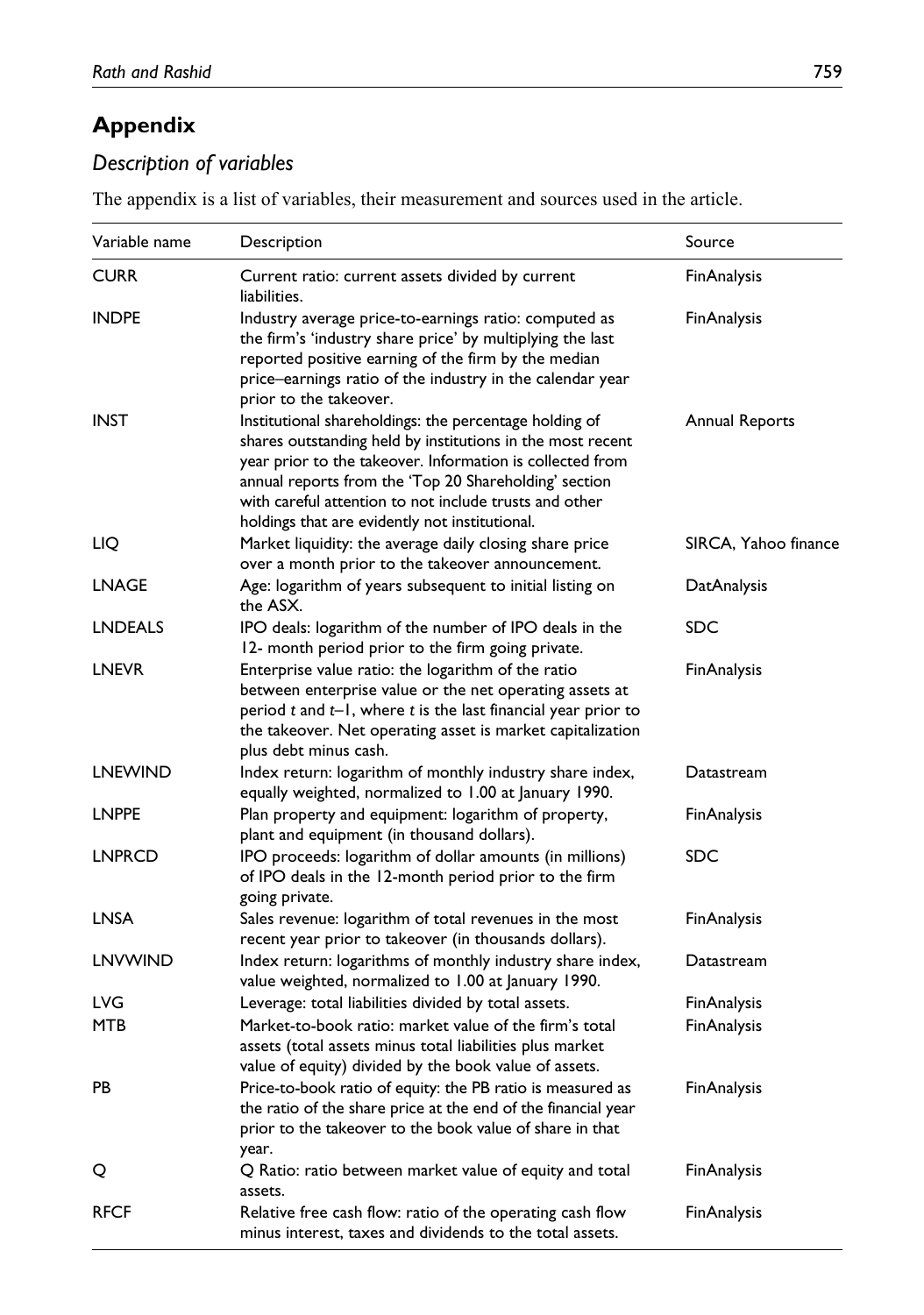## Appendix

### *Description of variables*

The appendix is a list of variables, their measurement and sources used in the article.

| Variable name | Description | Source |
|---|---|---|
| CURR | Current ratio: current assets divided by current liabilities. | FinAnalysis |
| INDPE | Industry average price-to-earnings ratio: computed as the firm's 'industry share price' by multiplying the last reported positive earning of the firm by the median price–earnings ratio of the industry in the calendar year prior to the takeover. | FinAnalysis |
| INST | Institutional shareholdings: the percentage holding of shares outstanding held by institutions in the most recent year prior to the takeover. Information is collected from annual reports from the 'Top 20 Shareholding' section with careful attention to not include trusts and other holdings that are evidently not institutional. | Annual Reports |
| LIQ | Market liquidity: the average daily closing share price over a month prior to the takeover announcement. | SIRCA, Yahoo finance |
| LNAGE | Age: logarithm of years subsequent to initial listing on the ASX. | DatAnalysis |
| LNDEALS | IPO deals: logarithm of the number of IPO deals in the 12- month period prior to the firm going private. | SDC |
| LNEVR | Enterprise value ratio: the logarithm of the ratio between enterprise value or the net operating assets at period $t$ and $t$–1, where $t$ is the last financial year prior to the takeover. Net operating asset is market capitalization plus debt minus cash. | FinAnalysis |
| LNEWIND | Index return: logarithm of monthly industry share index, equally weighted, normalized to 1.00 at January 1990. | Datastream |
| LNPPE | Plan property and equipment: logarithm of property, plant and equipment (in thousand dollars). | FinAnalysis |
| LNPRCD | IPO proceeds: logarithm of dollar amounts (in millions) of IPO deals in the 12-month period prior to the firm going private. | SDC |
| LNSA | Sales revenue: logarithm of total revenues in the most recent year prior to takeover (in thousands dollars). | FinAnalysis |
| LNVWIND | Index return: logarithms of monthly industry share index, value weighted, normalized to 1.00 at January 1990. | Datastream |
| LVG | Leverage: total liabilities divided by total assets. | FinAnalysis |
| MTB | Market-to-book ratio: market value of the firm's total assets (total assets minus total liabilities plus market value of equity) divided by the book value of assets. | FinAnalysis |
| PB | Price-to-book ratio of equity: the PB ratio is measured as the ratio of the share price at the end of the financial year prior to the takeover to the book value of share in that year. | FinAnalysis |
| Q | Q Ratio: ratio between market value of equity and total assets. | FinAnalysis |
| RFCF | Relative free cash flow: ratio of the operating cash flow minus interest, taxes and dividends to the total assets. | FinAnalysis |